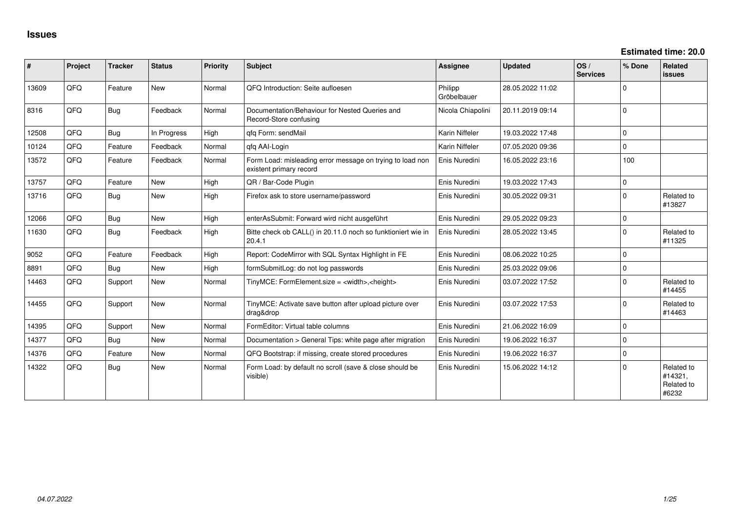# Issues

**Estimated time: 20.0**

| # | Project | Tracker | Status | Priority | Subject | Assignee | Updated | OS / Services | % Done | Related issues |
|---|---|---|---|---|---|---|---|---|---|---|
| 13609 | QFQ | Feature | New | Normal | QFQ Introduction: Seite aufloesen | Philipp Gröbelbauer | 28.05.2022 11:02 | | 0 | |
| 8316 | QFQ | Bug | Feedback | Normal | Documentation/Behaviour for Nested Queries and Record-Store confusing | Nicola Chiapolini | 20.11.2019 09:14 | | 0 | |
| 12508 | QFQ | Bug | In Progress | High | qfq Form: sendMail | Karin Niffeler | 19.03.2022 17:48 | | 0 | |
| 10124 | QFQ | Feature | Feedback | Normal | qfq AAI-Login | Karin Niffeler | 07.05.2020 09:36 | | 0 | |
| 13572 | QFQ | Feature | Feedback | Normal | Form Load: misleading error message on trying to load non existent primary record | Enis Nuredini | 16.05.2022 23:16 | | 100 | |
| 13757 | QFQ | Feature | New | High | QR / Bar-Code Plugin | Enis Nuredini | 19.03.2022 17:43 | | 0 | |
| 13716 | QFQ | Bug | New | High | Firefox ask to store username/password | Enis Nuredini | 30.05.2022 09:31 | | 0 | Related to #13827 |
| 12066 | QFQ | Bug | New | High | enterAsSubmit: Forward wird nicht ausgeführt | Enis Nuredini | 29.05.2022 09:23 | | 0 | |
| 11630 | QFQ | Bug | Feedback | High | Bitte check ob CALL() in 20.11.0 noch so funktioniert wie in 20.4.1 | Enis Nuredini | 28.05.2022 13:45 | | 0 | Related to #11325 |
| 9052 | QFQ | Feature | Feedback | High | Report: CodeMirror with SQL Syntax Highlight in FE | Enis Nuredini | 08.06.2022 10:25 | | 0 | |
| 8891 | QFQ | Bug | New | High | formSubmitLog: do not log passwords | Enis Nuredini | 25.03.2022 09:06 | | 0 | |
| 14463 | QFQ | Support | New | Normal | TinyMCE: FormElement.size = <width>,<height> | Enis Nuredini | 03.07.2022 17:52 | | 0 | Related to #14455 |
| 14455 | QFQ | Support | New | Normal | TinyMCE: Activate save button after upload picture over drag&drop | Enis Nuredini | 03.07.2022 17:53 | | 0 | Related to #14463 |
| 14395 | QFQ | Support | New | Normal | FormEditor: Virtual table columns | Enis Nuredini | 21.06.2022 16:09 | | 0 | |
| 14377 | QFQ | Bug | New | Normal | Documentation > General Tips: white page after migration | Enis Nuredini | 19.06.2022 16:37 | | 0 | |
| 14376 | QFQ | Feature | New | Normal | QFQ Bootstrap: if missing, create stored procedures | Enis Nuredini | 19.06.2022 16:37 | | 0 | |
| 14322 | QFQ | Bug | New | Normal | Form Load: by default no scroll (save & close should be visible) | Enis Nuredini | 15.06.2022 14:12 | | 0 | Related to #14321, Related to #6232 |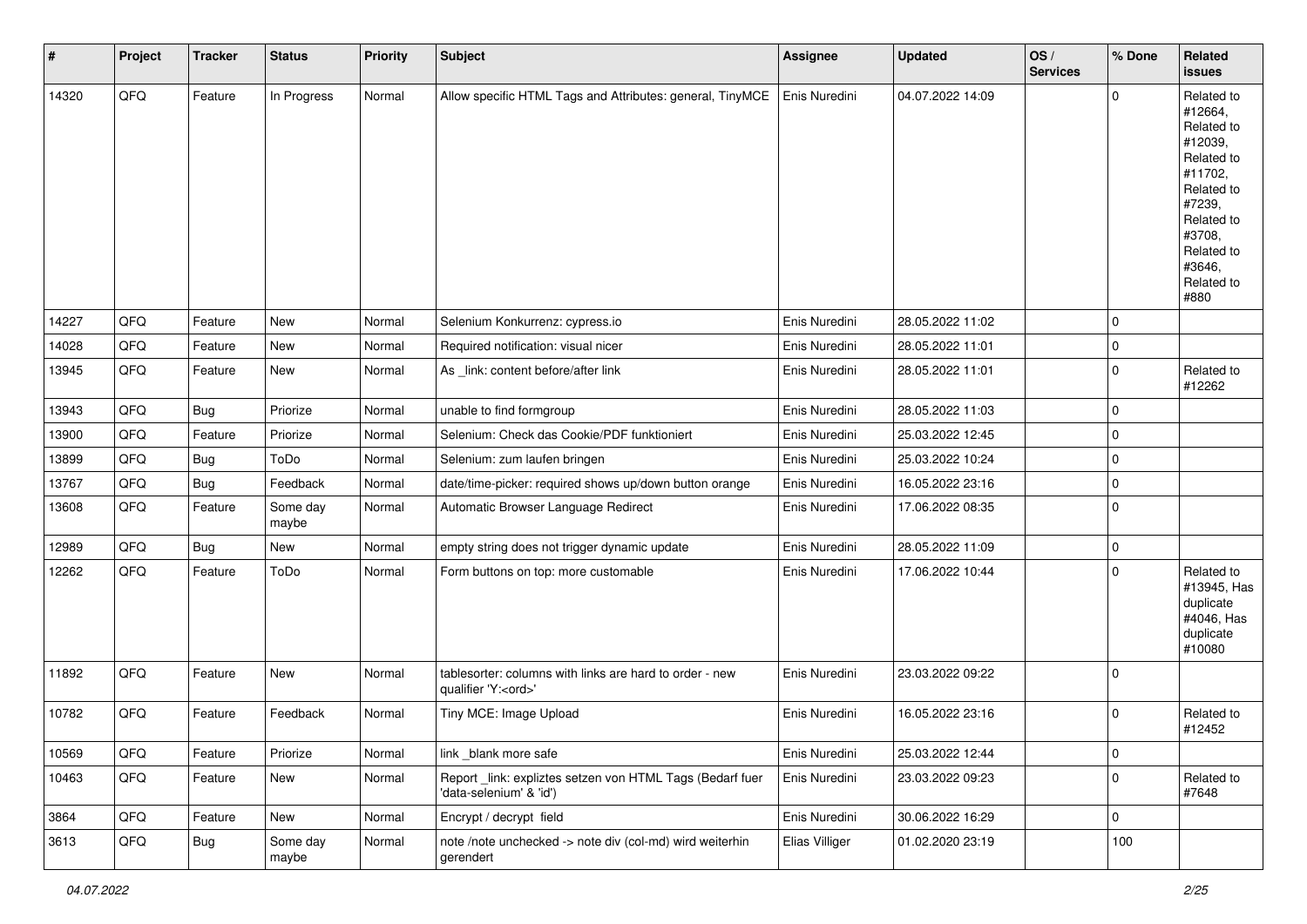| # | Project | Tracker | Status | Priority | Subject | Assignee | Updated | OS / Services | % Done | Related issues |
|---|---|---|---|---|---|---|---|---|---|---|
| 14320 | QFQ | Feature | In Progress | Normal | Allow specific HTML Tags and Attributes: general, TinyMCE | Enis Nuredini | 04.07.2022 14:09 | | 0 | Related to #12664, Related to #12039, Related to #11702, Related to #7239, Related to #3708, Related to #3646, Related to #880 |
| 14227 | QFQ | Feature | New | Normal | Selenium Konkurrenz: cypress.io | Enis Nuredini | 28.05.2022 11:02 | | 0 | |
| 14028 | QFQ | Feature | New | Normal | Required notification: visual nicer | Enis Nuredini | 28.05.2022 11:01 | | 0 | |
| 13945 | QFQ | Feature | New | Normal | As _link: content before/after link | Enis Nuredini | 28.05.2022 11:01 | | 0 | Related to #12262 |
| 13943 | QFQ | Bug | Priorize | Normal | unable to find formgroup | Enis Nuredini | 28.05.2022 11:03 | | 0 | |
| 13900 | QFQ | Feature | Priorize | Normal | Selenium: Check das Cookie/PDF funktioniert | Enis Nuredini | 25.03.2022 12:45 | | 0 | |
| 13899 | QFQ | Bug | ToDo | Normal | Selenium: zum laufen bringen | Enis Nuredini | 25.03.2022 10:24 | | 0 | |
| 13767 | QFQ | Bug | Feedback | Normal | date/time-picker: required shows up/down button orange | Enis Nuredini | 16.05.2022 23:16 | | 0 | |
| 13608 | QFQ | Feature | Some day maybe | Normal | Automatic Browser Language Redirect | Enis Nuredini | 17.06.2022 08:35 | | 0 | |
| 12989 | QFQ | Bug | New | Normal | empty string does not trigger dynamic update | Enis Nuredini | 28.05.2022 11:09 | | 0 | |
| 12262 | QFQ | Feature | ToDo | Normal | Form buttons on top: more customable | Enis Nuredini | 17.06.2022 10:44 | | 0 | Related to #13945, Has duplicate #4046, Has duplicate #10080 |
| 11892 | QFQ | Feature | New | Normal | tablesorter: columns with links are hard to order - new qualifier 'Y:<ord>' | Enis Nuredini | 23.03.2022 09:22 | | 0 | |
| 10782 | QFQ | Feature | Feedback | Normal | Tiny MCE: Image Upload | Enis Nuredini | 16.05.2022 23:16 | | 0 | Related to #12452 |
| 10569 | QFQ | Feature | Priorize | Normal | link _blank more safe | Enis Nuredini | 25.03.2022 12:44 | | 0 | |
| 10463 | QFQ | Feature | New | Normal | Report _link: expliztes setzen von HTML Tags (Bedarf fuer 'data-selenium' & 'id') | Enis Nuredini | 23.03.2022 09:23 | | 0 | Related to #7648 |
| 3864 | QFQ | Feature | New | Normal | Encrypt / decrypt field | Enis Nuredini | 30.06.2022 16:29 | | 0 | |
| 3613 | QFQ | Bug | Some day maybe | Normal | note /note unchecked -> note div (col-md) wird weiterhin gerendert | Elias Villiger | 01.02.2020 23:19 | | 100 | |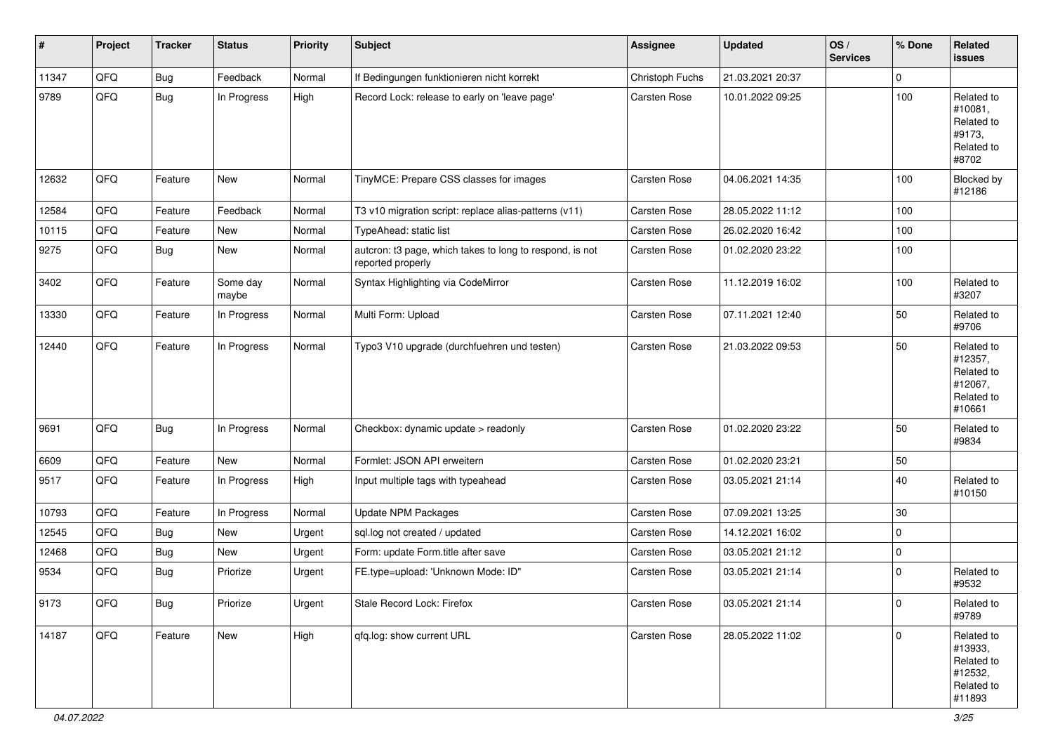| # | Project | Tracker | Status | Priority | Subject | Assignee | Updated | OS / Services | % Done | Related issues |
|---|---|---|---|---|---|---|---|---|---|---|
| 11347 | QFQ | Bug | Feedback | Normal | If Bedingungen funktionieren nicht korrekt | Christoph Fuchs | 21.03.2021 20:37 | | 0 | |
| 9789 | QFQ | Bug | In Progress | High | Record Lock: release to early on 'leave page' | Carsten Rose | 10.01.2022 09:25 | | 100 | Related to #10081, Related to #9173, Related to #8702 |
| 12632 | QFQ | Feature | New | Normal | TinyMCE: Prepare CSS classes for images | Carsten Rose | 04.06.2021 14:35 | | 100 | Blocked by #12186 |
| 12584 | QFQ | Feature | Feedback | Normal | T3 v10 migration script: replace alias-patterns (v11) | Carsten Rose | 28.05.2022 11:12 | | 100 | |
| 10115 | QFQ | Feature | New | Normal | TypeAhead: static list | Carsten Rose | 26.02.2020 16:42 | | 100 | |
| 9275 | QFQ | Bug | New | Normal | autcron: t3 page, which takes to long to respond, is not reported properly | Carsten Rose | 01.02.2020 23:22 | | 100 | |
| 3402 | QFQ | Feature | Some day maybe | Normal | Syntax Highlighting via CodeMirror | Carsten Rose | 11.12.2019 16:02 | | 100 | Related to #3207 |
| 13330 | QFQ | Feature | In Progress | Normal | Multi Form: Upload | Carsten Rose | 07.11.2021 12:40 | | 50 | Related to #9706 |
| 12440 | QFQ | Feature | In Progress | Normal | Typo3 V10 upgrade (durchfuehren und testen) | Carsten Rose | 21.03.2022 09:53 | | 50 | Related to #12357, Related to #12067, Related to #10661 |
| 9691 | QFQ | Bug | In Progress | Normal | Checkbox: dynamic update > readonly | Carsten Rose | 01.02.2020 23:22 | | 50 | Related to #9834 |
| 6609 | QFQ | Feature | New | Normal | Formlet: JSON API erweitern | Carsten Rose | 01.02.2020 23:21 | | 50 | |
| 9517 | QFQ | Feature | In Progress | High | Input multiple tags with typeahead | Carsten Rose | 03.05.2021 21:14 | | 40 | Related to #10150 |
| 10793 | QFQ | Feature | In Progress | Normal | Update NPM Packages | Carsten Rose | 07.09.2021 13:25 | | 30 | |
| 12545 | QFQ | Bug | New | Urgent | sql.log not created / updated | Carsten Rose | 14.12.2021 16:02 | | 0 | |
| 12468 | QFQ | Bug | New | Urgent | Form: update Form.title after save | Carsten Rose | 03.05.2021 21:12 | | 0 | |
| 9534 | QFQ | Bug | Priorize | Urgent | FE.type=upload: 'Unknown Mode: ID" | Carsten Rose | 03.05.2021 21:14 | | 0 | Related to #9532 |
| 9173 | QFQ | Bug | Priorize | Urgent | Stale Record Lock: Firefox | Carsten Rose | 03.05.2021 21:14 | | 0 | Related to #9789 |
| 14187 | QFQ | Feature | New | High | qfq.log: show current URL | Carsten Rose | 28.05.2022 11:02 | | 0 | Related to #13933, Related to #12532, Related to #11893 |

*04.07.2022*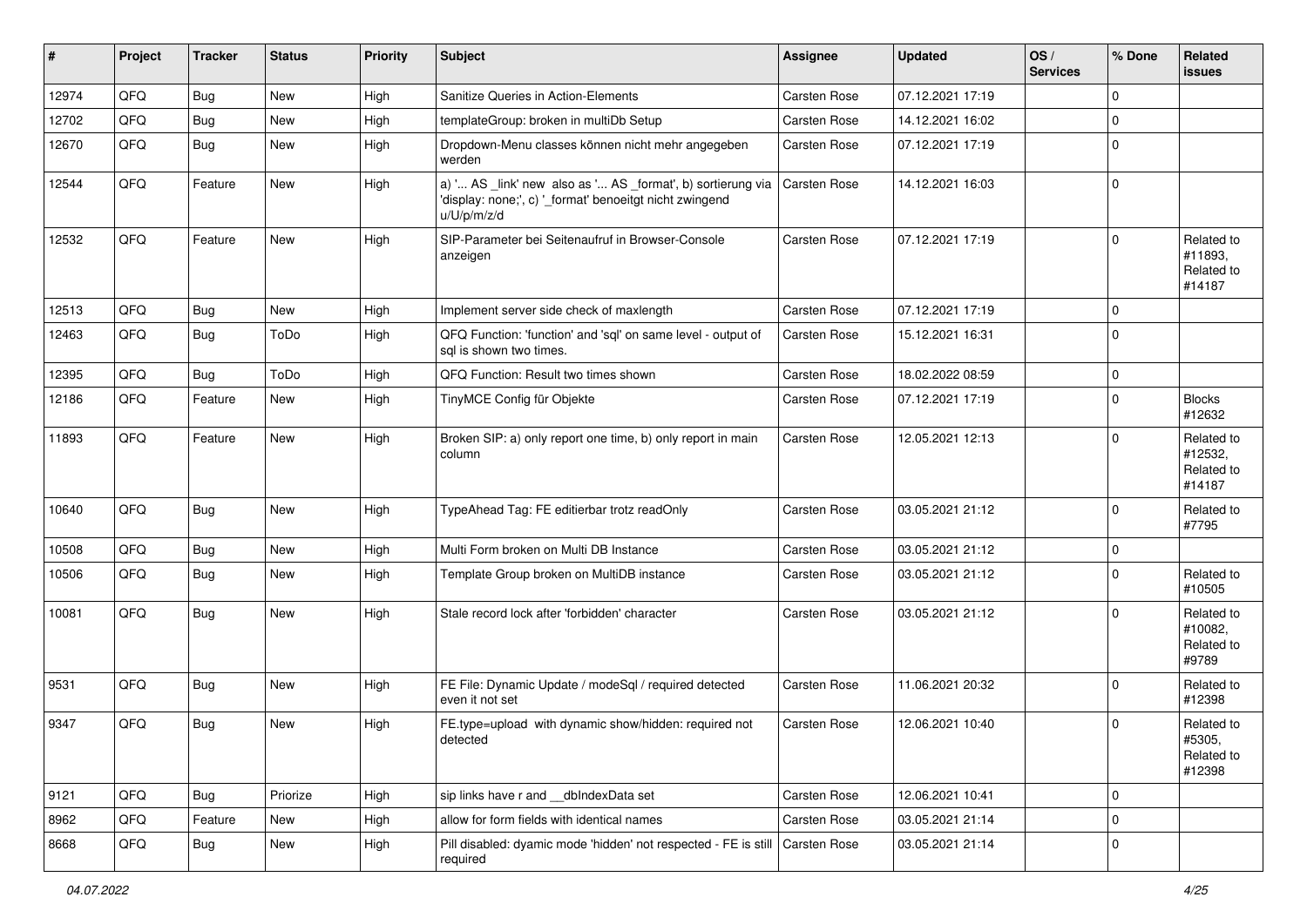| # | Project | Tracker | Status | Priority | Subject | Assignee | Updated | OS / Services | % Done | Related issues |
|---|---|---|---|---|---|---|---|---|---|---|
| 12974 | QFQ | Bug | New | High | Sanitize Queries in Action-Elements | Carsten Rose | 07.12.2021 17:19 | | 0 | |
| 12702 | QFQ | Bug | New | High | templateGroup: broken in multiDb Setup | Carsten Rose | 14.12.2021 16:02 | | 0 | |
| 12670 | QFQ | Bug | New | High | Dropdown-Menu classes können nicht mehr angegeben werden | Carsten Rose | 07.12.2021 17:19 | | 0 | |
| 12544 | QFQ | Feature | New | High | a) '... AS _link' new also as '... AS _format', b) sortierung via 'display: none;', c) '_format' benoeitgt nicht zwingend u/U/p/m/z/d | Carsten Rose | 14.12.2021 16:03 | | 0 | |
| 12532 | QFQ | Feature | New | High | SIP-Parameter bei Seitenaufruf in Browser-Console anzeigen | Carsten Rose | 07.12.2021 17:19 | | 0 | Related to #11893, Related to #14187 |
| 12513 | QFQ | Bug | New | High | Implement server side check of maxlength | Carsten Rose | 07.12.2021 17:19 | | 0 | |
| 12463 | QFQ | Bug | ToDo | High | QFQ Function: 'function' and 'sql' on same level - output of sql is shown two times. | Carsten Rose | 15.12.2021 16:31 | | 0 | |
| 12395 | QFQ | Bug | ToDo | High | QFQ Function: Result two times shown | Carsten Rose | 18.02.2022 08:59 | | 0 | |
| 12186 | QFQ | Feature | New | High | TinyMCE Config für Objekte | Carsten Rose | 07.12.2021 17:19 | | 0 | Blocks #12632 |
| 11893 | QFQ | Feature | New | High | Broken SIP: a) only report one time, b) only report in main column | Carsten Rose | 12.05.2021 12:13 | | 0 | Related to #12532, Related to #14187 |
| 10640 | QFQ | Bug | New | High | TypeAhead Tag: FE editierbar trotz readOnly | Carsten Rose | 03.05.2021 21:12 | | 0 | Related to #7795 |
| 10508 | QFQ | Bug | New | High | Multi Form broken on Multi DB Instance | Carsten Rose | 03.05.2021 21:12 | | 0 | |
| 10506 | QFQ | Bug | New | High | Template Group broken on MultiDB instance | Carsten Rose | 03.05.2021 21:12 | | 0 | Related to #10505 |
| 10081 | QFQ | Bug | New | High | Stale record lock after 'forbidden' character | Carsten Rose | 03.05.2021 21:12 | | 0 | Related to #10082, Related to #9789 |
| 9531 | QFQ | Bug | New | High | FE File: Dynamic Update / modeSql / required detected even it not set | Carsten Rose | 11.06.2021 20:32 | | 0 | Related to #12398 |
| 9347 | QFQ | Bug | New | High | FE.type=upload with dynamic show/hidden: required not detected | Carsten Rose | 12.06.2021 10:40 | | 0 | Related to #5305, Related to #12398 |
| 9121 | QFQ | Bug | Priorize | High | sip links have r and __dbIndexData set | Carsten Rose | 12.06.2021 10:41 | | 0 | |
| 8962 | QFQ | Feature | New | High | allow for form fields with identical names | Carsten Rose | 03.05.2021 21:14 | | 0 | |
| 8668 | QFQ | Bug | New | High | Pill disabled: dyamic mode 'hidden' not respected - FE is still required | Carsten Rose | 03.05.2021 21:14 | | 0 | |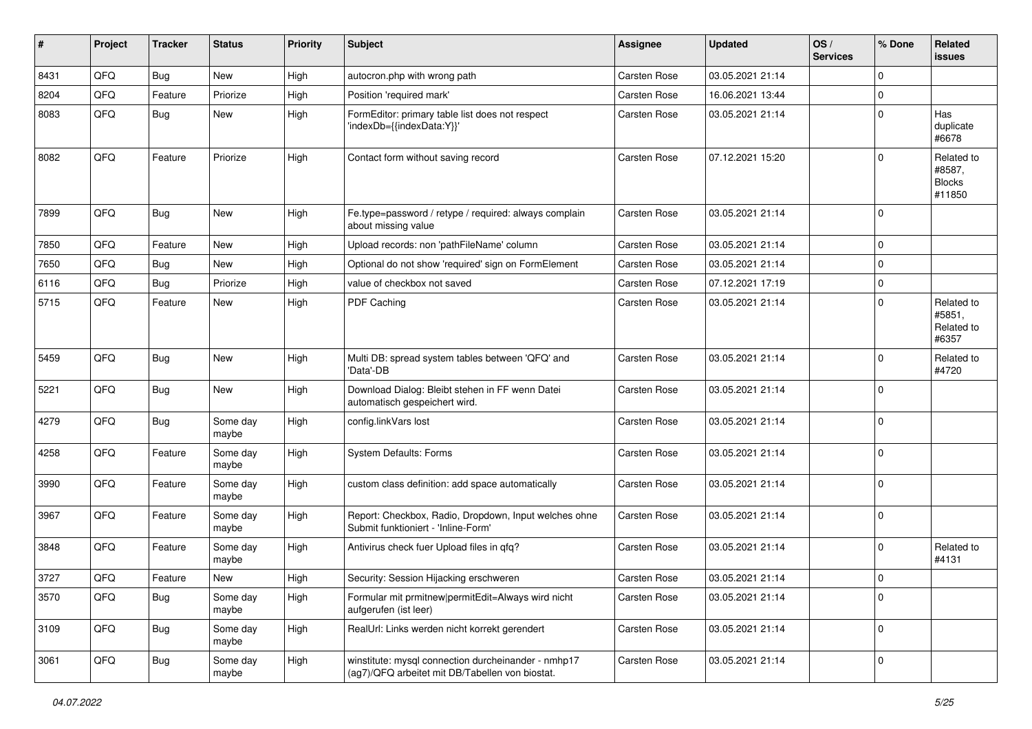| # | Project | Tracker | Status | Priority | Subject | Assignee | Updated | OS / Services | % Done | Related issues |
|---|---|---|---|---|---|---|---|---|---|---|
| 8431 | QFQ | Bug | New | High | autocron.php with wrong path | Carsten Rose | 03.05.2021 21:14 | | 0 | |
| 8204 | QFQ | Feature | Priorize | High | Position 'required mark' | Carsten Rose | 16.06.2021 13:44 | | 0 | |
| 8083 | QFQ | Bug | New | High | FormEditor: primary table list does not respect 'indexDb={{indexData:Y}}' | Carsten Rose | 03.05.2021 21:14 | | 0 | Has duplicate #6678 |
| 8082 | QFQ | Feature | Priorize | High | Contact form without saving record | Carsten Rose | 07.12.2021 15:20 | | 0 | Related to #8587, Blocks #11850 |
| 7899 | QFQ | Bug | New | High | Fe.type=password / retype / required: always complain about missing value | Carsten Rose | 03.05.2021 21:14 | | 0 | |
| 7850 | QFQ | Feature | New | High | Upload records: non 'pathFileName' column | Carsten Rose | 03.05.2021 21:14 | | 0 | |
| 7650 | QFQ | Bug | New | High | Optional do not show 'required' sign on FormElement | Carsten Rose | 03.05.2021 21:14 | | 0 | |
| 6116 | QFQ | Bug | Priorize | High | value of checkbox not saved | Carsten Rose | 07.12.2021 17:19 | | 0 | |
| 5715 | QFQ | Feature | New | High | PDF Caching | Carsten Rose | 03.05.2021 21:14 | | 0 | Related to #5851, Related to #6357 |
| 5459 | QFQ | Bug | New | High | Multi DB: spread system tables between 'QFQ' and 'Data'-DB | Carsten Rose | 03.05.2021 21:14 | | 0 | Related to #4720 |
| 5221 | QFQ | Bug | New | High | Download Dialog: Bleibt stehen in FF wenn Datei automatisch gespeichert wird. | Carsten Rose | 03.05.2021 21:14 | | 0 | |
| 4279 | QFQ | Bug | Some day maybe | High | config.linkVars lost | Carsten Rose | 03.05.2021 21:14 | | 0 | |
| 4258 | QFQ | Feature | Some day maybe | High | System Defaults: Forms | Carsten Rose | 03.05.2021 21:14 | | 0 | |
| 3990 | QFQ | Feature | Some day maybe | High | custom class definition: add space automatically | Carsten Rose | 03.05.2021 21:14 | | 0 | |
| 3967 | QFQ | Feature | Some day maybe | High | Report: Checkbox, Radio, Dropdown, Input welches ohne Submit funktioniert - 'Inline-Form' | Carsten Rose | 03.05.2021 21:14 | | 0 | |
| 3848 | QFQ | Feature | Some day maybe | High | Antivirus check fuer Upload files in qfq? | Carsten Rose | 03.05.2021 21:14 | | 0 | Related to #4131 |
| 3727 | QFQ | Feature | New | High | Security: Session Hijacking erschweren | Carsten Rose | 03.05.2021 21:14 | | 0 | |
| 3570 | QFQ | Bug | Some day maybe | High | Formular mit prmitnew\|permitEdit=Always wird nicht aufgerufen (ist leer) | Carsten Rose | 03.05.2021 21:14 | | 0 | |
| 3109 | QFQ | Bug | Some day maybe | High | RealUrl: Links werden nicht korrekt gerendert | Carsten Rose | 03.05.2021 21:14 | | 0 | |
| 3061 | QFQ | Bug | Some day maybe | High | winstitute: mysql connection durcheinander - nmhp17 (ag7)/QFQ arbeitet mit DB/Tabellen von biostat. | Carsten Rose | 03.05.2021 21:14 | | 0 | |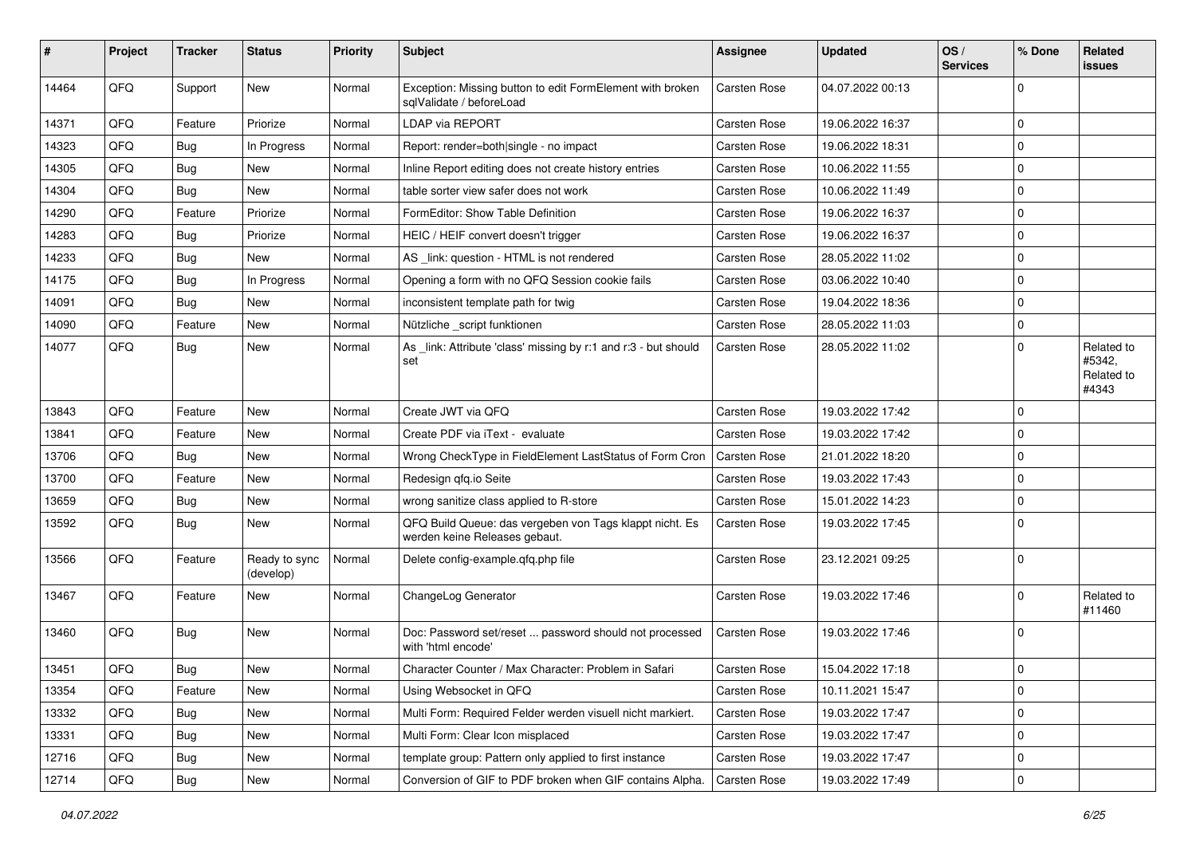| # | Project | Tracker | Status | Priority | Subject | Assignee | Updated | OS / Services | % Done | Related issues |
|---|---|---|---|---|---|---|---|---|---|---|
| 14464 | QFQ | Support | New | Normal | Exception: Missing button to edit FormElement with broken sqlValidate / beforeLoad | Carsten Rose | 04.07.2022 00:13 | | 0 | |
| 14371 | QFQ | Feature | Priorize | Normal | LDAP via REPORT | Carsten Rose | 19.06.2022 16:37 | | 0 | |
| 14323 | QFQ | Bug | In Progress | Normal | Report: render=both|single - no impact | Carsten Rose | 19.06.2022 18:31 | | 0 | |
| 14305 | QFQ | Bug | New | Normal | Inline Report editing does not create history entries | Carsten Rose | 10.06.2022 11:55 | | 0 | |
| 14304 | QFQ | Bug | New | Normal | table sorter view safer does not work | Carsten Rose | 10.06.2022 11:49 | | 0 | |
| 14290 | QFQ | Feature | Priorize | Normal | FormEditor: Show Table Definition | Carsten Rose | 19.06.2022 16:37 | | 0 | |
| 14283 | QFQ | Bug | Priorize | Normal | HEIC / HEIF convert doesn't trigger | Carsten Rose | 19.06.2022 16:37 | | 0 | |
| 14233 | QFQ | Bug | New | Normal | AS _link: question - HTML is not rendered | Carsten Rose | 28.05.2022 11:02 | | 0 | |
| 14175 | QFQ | Bug | In Progress | Normal | Opening a form with no QFQ Session cookie fails | Carsten Rose | 03.06.2022 10:40 | | 0 | |
| 14091 | QFQ | Bug | New | Normal | inconsistent template path for twig | Carsten Rose | 19.04.2022 18:36 | | 0 | |
| 14090 | QFQ | Feature | New | Normal | Nützliche _script funktionen | Carsten Rose | 28.05.2022 11:03 | | 0 | |
| 14077 | QFQ | Bug | New | Normal | As _link: Attribute 'class' missing by r:1 and r:3 - but should set | Carsten Rose | 28.05.2022 11:02 | | 0 | Related to #5342, Related to #4343 |
| 13843 | QFQ | Feature | New | Normal | Create JWT via QFQ | Carsten Rose | 19.03.2022 17:42 | | 0 | |
| 13841 | QFQ | Feature | New | Normal | Create PDF via iText - evaluate | Carsten Rose | 19.03.2022 17:42 | | 0 | |
| 13706 | QFQ | Bug | New | Normal | Wrong CheckType in FieldElement LastStatus of Form Cron | Carsten Rose | 21.01.2022 18:20 | | 0 | |
| 13700 | QFQ | Feature | New | Normal | Redesign qfq.io Seite | Carsten Rose | 19.03.2022 17:43 | | 0 | |
| 13659 | QFQ | Bug | New | Normal | wrong sanitize class applied to R-store | Carsten Rose | 15.01.2022 14:23 | | 0 | |
| 13592 | QFQ | Bug | New | Normal | QFQ Build Queue: das vergeben von Tags klappt nicht. Es werden keine Releases gebaut. | Carsten Rose | 19.03.2022 17:45 | | 0 | |
| 13566 | QFQ | Feature | Ready to sync (develop) | Normal | Delete config-example.qfq.php file | Carsten Rose | 23.12.2021 09:25 | | 0 | |
| 13467 | QFQ | Feature | New | Normal | ChangeLog Generator | Carsten Rose | 19.03.2022 17:46 | | 0 | Related to #11460 |
| 13460 | QFQ | Bug | New | Normal | Doc: Password set/reset ... password should not processed with 'html encode' | Carsten Rose | 19.03.2022 17:46 | | 0 | |
| 13451 | QFQ | Bug | New | Normal | Character Counter / Max Character: Problem in Safari | Carsten Rose | 15.04.2022 17:18 | | 0 | |
| 13354 | QFQ | Feature | New | Normal | Using Websocket in QFQ | Carsten Rose | 10.11.2021 15:47 | | 0 | |
| 13332 | QFQ | Bug | New | Normal | Multi Form: Required Felder werden visuell nicht markiert. | Carsten Rose | 19.03.2022 17:47 | | 0 | |
| 13331 | QFQ | Bug | New | Normal | Multi Form: Clear Icon misplaced | Carsten Rose | 19.03.2022 17:47 | | 0 | |
| 12716 | QFQ | Bug | New | Normal | template group: Pattern only applied to first instance | Carsten Rose | 19.03.2022 17:47 | | 0 | |
| 12714 | QFQ | Bug | New | Normal | Conversion of GIF to PDF broken when GIF contains Alpha. | Carsten Rose | 19.03.2022 17:49 | | 0 | |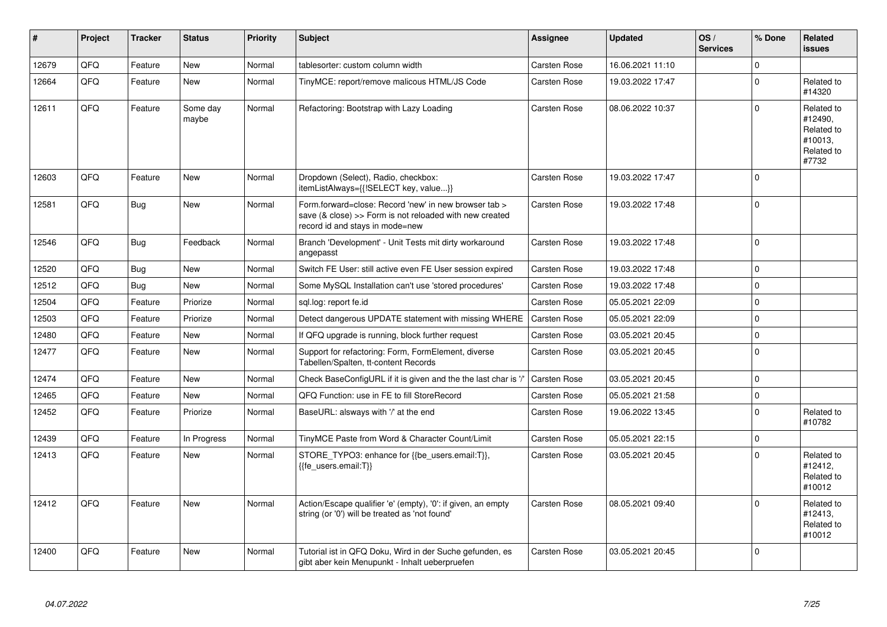| # | Project | Tracker | Status | Priority | Subject | Assignee | Updated | OS / Services | % Done | Related issues |
|---|---|---|---|---|---|---|---|---|---|---|
| 12679 | QFQ | Feature | New | Normal | tablesorter: custom column width | Carsten Rose | 16.06.2021 11:10 | | 0 | |
| 12664 | QFQ | Feature | New | Normal | TinyMCE: report/remove malicous HTML/JS Code | Carsten Rose | 19.03.2022 17:47 | | 0 | Related to #14320 |
| 12611 | QFQ | Feature | Some day maybe | Normal | Refactoring: Bootstrap with Lazy Loading | Carsten Rose | 08.06.2022 10:37 | | 0 | Related to #12490, Related to #10013, Related to #7732 |
| 12603 | QFQ | Feature | New | Normal | Dropdown (Select), Radio, checkbox: itemListAlways={{!SELECT key, value...}} | Carsten Rose | 19.03.2022 17:47 | | 0 | |
| 12581 | QFQ | Bug | New | Normal | Form.forward=close: Record 'new' in new browser tab > save (& close) >> Form is not reloaded with new created record id and stays in mode=new | Carsten Rose | 19.03.2022 17:48 | | 0 | |
| 12546 | QFQ | Bug | Feedback | Normal | Branch 'Development' - Unit Tests mit dirty workaround angepasst | Carsten Rose | 19.03.2022 17:48 | | 0 | |
| 12520 | QFQ | Bug | New | Normal | Switch FE User: still active even FE User session expired | Carsten Rose | 19.03.2022 17:48 | | 0 | |
| 12512 | QFQ | Bug | New | Normal | Some MySQL Installation can't use 'stored procedures' | Carsten Rose | 19.03.2022 17:48 | | 0 | |
| 12504 | QFQ | Feature | Priorize | Normal | sql.log: report fe.id | Carsten Rose | 05.05.2021 22:09 | | 0 | |
| 12503 | QFQ | Feature | Priorize | Normal | Detect dangerous UPDATE statement with missing WHERE | Carsten Rose | 05.05.2021 22:09 | | 0 | |
| 12480 | QFQ | Feature | New | Normal | If QFQ upgrade is running, block further request | Carsten Rose | 03.05.2021 20:45 | | 0 | |
| 12477 | QFQ | Feature | New | Normal | Support for refactoring: Form, FormElement, diverse Tabellen/Spalten, tt-content Records | Carsten Rose | 03.05.2021 20:45 | | 0 | |
| 12474 | QFQ | Feature | New | Normal | Check BaseConfigURL if it is given and the the last char is '/' | Carsten Rose | 03.05.2021 20:45 | | 0 | |
| 12465 | QFQ | Feature | New | Normal | QFQ Function: use in FE to fill StoreRecord | Carsten Rose | 05.05.2021 21:58 | | 0 | |
| 12452 | QFQ | Feature | Priorize | Normal | BaseURL: alsways with '/' at the end | Carsten Rose | 19.06.2022 13:45 | | 0 | Related to #10782 |
| 12439 | QFQ | Feature | In Progress | Normal | TinyMCE Paste from Word & Character Count/Limit | Carsten Rose | 05.05.2021 22:15 | | 0 | |
| 12413 | QFQ | Feature | New | Normal | STORE_TYPO3: enhance for {{be_users.email:T}}, {{fe_users.email:T}} | Carsten Rose | 03.05.2021 20:45 | | 0 | Related to #12412, Related to #10012 |
| 12412 | QFQ | Feature | New | Normal | Action/Escape qualifier 'e' (empty), '0': if given, an empty string (or '0') will be treated as 'not found' | Carsten Rose | 08.05.2021 09:40 | | 0 | Related to #12413, Related to #10012 |
| 12400 | QFQ | Feature | New | Normal | Tutorial ist in QFQ Doku, Wird in der Suche gefunden, es gibt aber kein Menupunkt - Inhalt ueberpruefen | Carsten Rose | 03.05.2021 20:45 | | 0 | |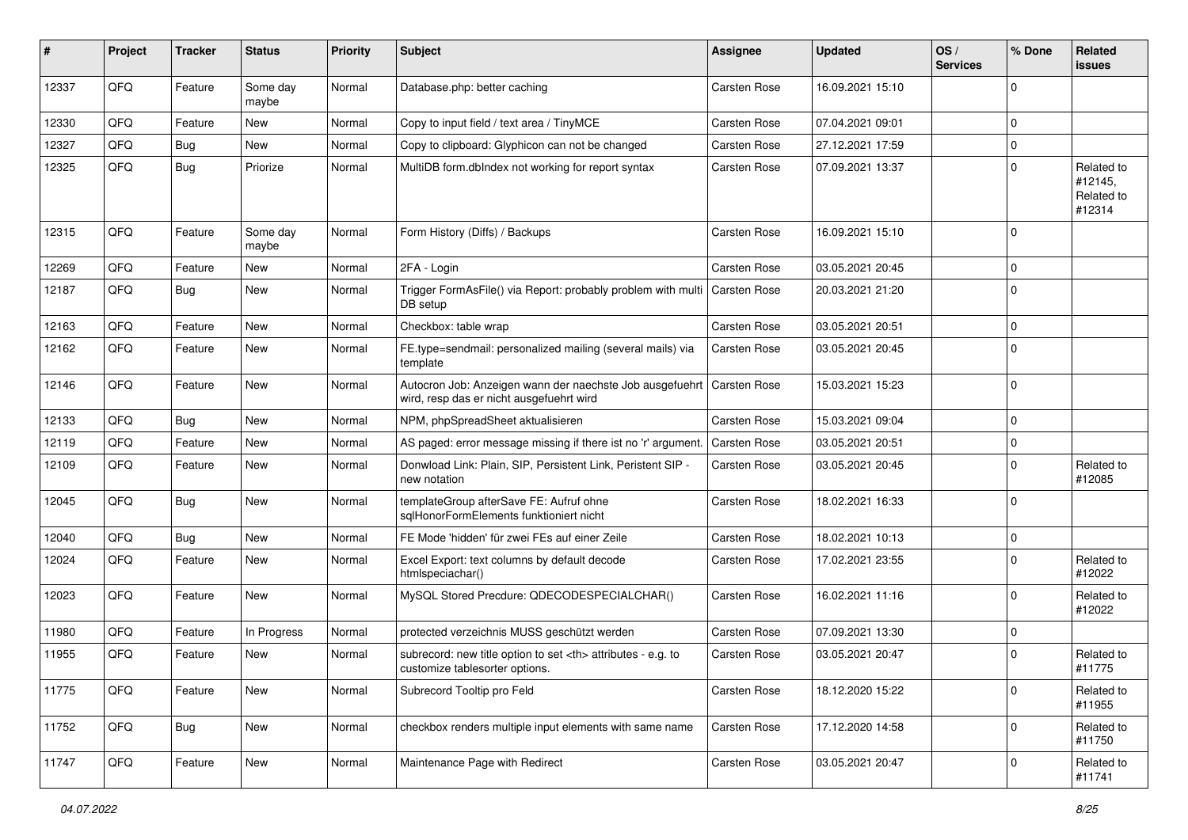| # | Project | Tracker | Status | Priority | Subject | Assignee | Updated | OS / Services | % Done | Related issues |
|---|---|---|---|---|---|---|---|---|---|---|
| 12337 | QFQ | Feature | Some day maybe | Normal | Database.php: better caching | Carsten Rose | 16.09.2021 15:10 | | 0 | |
| 12330 | QFQ | Feature | New | Normal | Copy to input field / text area / TinyMCE | Carsten Rose | 07.04.2021 09:01 | | 0 | |
| 12327 | QFQ | Bug | New | Normal | Copy to clipboard: Glyphicon can not be changed | Carsten Rose | 27.12.2021 17:59 | | 0 | |
| 12325 | QFQ | Bug | Priorize | Normal | MultiDB form.dbIndex not working for report syntax | Carsten Rose | 07.09.2021 13:37 | | 0 | Related to #12145, Related to #12314 |
| 12315 | QFQ | Feature | Some day maybe | Normal | Form History (Diffs) / Backups | Carsten Rose | 16.09.2021 15:10 | | 0 | |
| 12269 | QFQ | Feature | New | Normal | 2FA - Login | Carsten Rose | 03.05.2021 20:45 | | 0 | |
| 12187 | QFQ | Bug | New | Normal | Trigger FormAsFile() via Report: probably problem with multi DB setup | Carsten Rose | 20.03.2021 21:20 | | 0 | |
| 12163 | QFQ | Feature | New | Normal | Checkbox: table wrap | Carsten Rose | 03.05.2021 20:51 | | 0 | |
| 12162 | QFQ | Feature | New | Normal | FE.type=sendmail: personalized mailing (several mails) via template | Carsten Rose | 03.05.2021 20:45 | | 0 | |
| 12146 | QFQ | Feature | New | Normal | Autocron Job: Anzeigen wann der naechste Job ausgefuehrt wird, resp das er nicht ausgefuehrt wird | Carsten Rose | 15.03.2021 15:23 | | 0 | |
| 12133 | QFQ | Bug | New | Normal | NPM, phpSpreadSheet aktualisieren | Carsten Rose | 15.03.2021 09:04 | | 0 | |
| 12119 | QFQ | Feature | New | Normal | AS paged: error message missing if there ist no 'r' argument. | Carsten Rose | 03.05.2021 20:51 | | 0 | |
| 12109 | QFQ | Feature | New | Normal | Donwload Link: Plain, SIP, Persistent Link, Peristent SIP - new notation | Carsten Rose | 03.05.2021 20:45 | | 0 | Related to #12085 |
| 12045 | QFQ | Bug | New | Normal | templateGroup afterSave FE: Aufruf ohne sqlHonorFormElements funktioniert nicht | Carsten Rose | 18.02.2021 16:33 | | 0 | |
| 12040 | QFQ | Bug | New | Normal | FE Mode 'hidden' für zwei FEs auf einer Zeile | Carsten Rose | 18.02.2021 10:13 | | 0 | |
| 12024 | QFQ | Feature | New | Normal | Excel Export: text columns by default decode htmlspeciachar() | Carsten Rose | 17.02.2021 23:55 | | 0 | Related to #12022 |
| 12023 | QFQ | Feature | New | Normal | MySQL Stored Precdure: QDECODESPECIALCHAR() | Carsten Rose | 16.02.2021 11:16 | | 0 | Related to #12022 |
| 11980 | QFQ | Feature | In Progress | Normal | protected verzeichnis MUSS geschützt werden | Carsten Rose | 07.09.2021 13:30 | | 0 | |
| 11955 | QFQ | Feature | New | Normal | subrecord: new title option to set <th> attributes - e.g. to customize tablesorter options. | Carsten Rose | 03.05.2021 20:47 | | 0 | Related to #11775 |
| 11775 | QFQ | Feature | New | Normal | Subrecord Tooltip pro Feld | Carsten Rose | 18.12.2020 15:22 | | 0 | Related to #11955 |
| 11752 | QFQ | Bug | New | Normal | checkbox renders multiple input elements with same name | Carsten Rose | 17.12.2020 14:58 | | 0 | Related to #11750 |
| 11747 | QFQ | Feature | New | Normal | Maintenance Page with Redirect | Carsten Rose | 03.05.2021 20:47 | | 0 | Related to #11741 |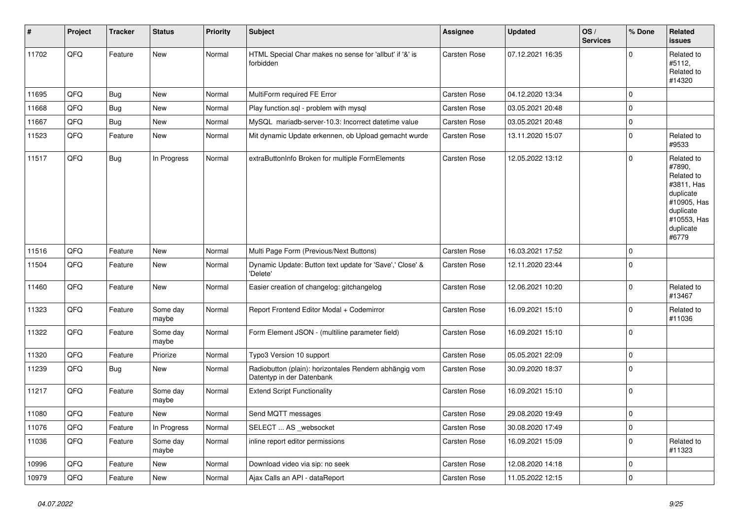| # | Project | Tracker | Status | Priority | Subject | Assignee | Updated | OS / Services | % Done | Related issues |
|---|---|---|---|---|---|---|---|---|---|---|
| 11702 | QFQ | Feature | New | Normal | HTML Special Char makes no sense for 'allbut' if '&' is forbidden | Carsten Rose | 07.12.2021 16:35 | | 0 | Related to #5112, Related to #14320 |
| 11695 | QFQ | Bug | New | Normal | MultiForm required FE Error | Carsten Rose | 04.12.2020 13:34 | | 0 | |
| 11668 | QFQ | Bug | New | Normal | Play function.sql - problem with mysql | Carsten Rose | 03.05.2021 20:48 | | 0 | |
| 11667 | QFQ | Bug | New | Normal | MySQL mariadb-server-10.3: Incorrect datetime value | Carsten Rose | 03.05.2021 20:48 | | 0 | |
| 11523 | QFQ | Feature | New | Normal | Mit dynamic Update erkennen, ob Upload gemacht wurde | Carsten Rose | 13.11.2020 15:07 | | 0 | Related to #9533 |
| 11517 | QFQ | Bug | In Progress | Normal | extraButtonInfo Broken for multiple FormElements | Carsten Rose | 12.05.2022 13:12 | | 0 | Related to #7890, Related to #3811, Has duplicate #10905, Has duplicate #10553, Has duplicate #6779 |
| 11516 | QFQ | Feature | New | Normal | Multi Page Form (Previous/Next Buttons) | Carsten Rose | 16.03.2021 17:52 | | 0 | |
| 11504 | QFQ | Feature | New | Normal | Dynamic Update: Button text update for 'Save',' Close' & 'Delete' | Carsten Rose | 12.11.2020 23:44 | | 0 | |
| 11460 | QFQ | Feature | New | Normal | Easier creation of changelog: gitchangelog | Carsten Rose | 12.06.2021 10:20 | | 0 | Related to #13467 |
| 11323 | QFQ | Feature | Some day maybe | Normal | Report Frontend Editor Modal + Codemirror | Carsten Rose | 16.09.2021 15:10 | | 0 | Related to #11036 |
| 11322 | QFQ | Feature | Some day maybe | Normal | Form Element JSON - (multiline parameter field) | Carsten Rose | 16.09.2021 15:10 | | 0 | |
| 11320 | QFQ | Feature | Priorize | Normal | Typo3 Version 10 support | Carsten Rose | 05.05.2021 22:09 | | 0 | |
| 11239 | QFQ | Bug | New | Normal | Radiobutton (plain): horizontales Rendern abhängig vom Datentyp in der Datenbank | Carsten Rose | 30.09.2020 18:37 | | 0 | |
| 11217 | QFQ | Feature | Some day maybe | Normal | Extend Script Functionality | Carsten Rose | 16.09.2021 15:10 | | 0 | |
| 11080 | QFQ | Feature | New | Normal | Send MQTT messages | Carsten Rose | 29.08.2020 19:49 | | 0 | |
| 11076 | QFQ | Feature | In Progress | Normal | SELECT ... AS _websocket | Carsten Rose | 30.08.2020 17:49 | | 0 | |
| 11036 | QFQ | Feature | Some day maybe | Normal | inline report editor permissions | Carsten Rose | 16.09.2021 15:09 | | 0 | Related to #11323 |
| 10996 | QFQ | Feature | New | Normal | Download video via sip: no seek | Carsten Rose | 12.08.2020 14:18 | | 0 | |
| 10979 | QFQ | Feature | New | Normal | Ajax Calls an API - dataReport | Carsten Rose | 11.05.2022 12:15 | | 0 | |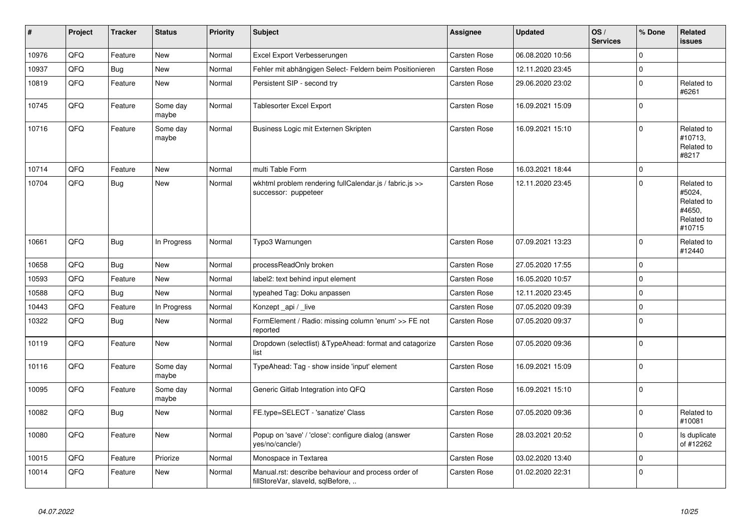| # | Project | Tracker | Status | Priority | Subject | Assignee | Updated | OS / Services | % Done | Related issues |
|---|---|---|---|---|---|---|---|---|---|---|
| 10976 | QFQ | Feature | New | Normal | Excel Export Verbesserungen | Carsten Rose | 06.08.2020 10:56 | | 0 | |
| 10937 | QFQ | Bug | New | Normal | Fehler mit abhängigen Select- Feldern beim Positionieren | Carsten Rose | 12.11.2020 23:45 | | 0 | |
| 10819 | QFQ | Feature | New | Normal | Persistent SIP - second try | Carsten Rose | 29.06.2020 23:02 | | 0 | Related to #6261 |
| 10745 | QFQ | Feature | Some day maybe | Normal | Tablesorter Excel Export | Carsten Rose | 16.09.2021 15:09 | | 0 | |
| 10716 | QFQ | Feature | Some day maybe | Normal | Business Logic mit Externen Skripten | Carsten Rose | 16.09.2021 15:10 | | 0 | Related to #10713, Related to #8217 |
| 10714 | QFQ | Feature | New | Normal | multi Table Form | Carsten Rose | 16.03.2021 18:44 | | 0 | |
| 10704 | QFQ | Bug | New | Normal | wkhtml problem rendering fullCalendar.js / fabric.js >> successor: puppeteer | Carsten Rose | 12.11.2020 23:45 | | 0 | Related to #5024, Related to #4650, Related to #10715 |
| 10661 | QFQ | Bug | In Progress | Normal | Typo3 Warnungen | Carsten Rose | 07.09.2021 13:23 | | 0 | Related to #12440 |
| 10658 | QFQ | Bug | New | Normal | processReadOnly broken | Carsten Rose | 27.05.2020 17:55 | | 0 | |
| 10593 | QFQ | Feature | New | Normal | label2: text behind input element | Carsten Rose | 16.05.2020 10:57 | | 0 | |
| 10588 | QFQ | Bug | New | Normal | typeahed Tag: Doku anpassen | Carsten Rose | 12.11.2020 23:45 | | 0 | |
| 10443 | QFQ | Feature | In Progress | Normal | Konzept _api / _live | Carsten Rose | 07.05.2020 09:39 | | 0 | |
| 10322 | QFQ | Bug | New | Normal | FormElement / Radio: missing column 'enum' >> FE not reported | Carsten Rose | 07.05.2020 09:37 | | 0 | |
| 10119 | QFQ | Feature | New | Normal | Dropdown (selectlist) &TypeAhead: format and catagorize list | Carsten Rose | 07.05.2020 09:36 | | 0 | |
| 10116 | QFQ | Feature | Some day maybe | Normal | TypeAhead: Tag - show inside 'input' element | Carsten Rose | 16.09.2021 15:09 | | 0 | |
| 10095 | QFQ | Feature | Some day maybe | Normal | Generic Gitlab Integration into QFQ | Carsten Rose | 16.09.2021 15:10 | | 0 | |
| 10082 | QFQ | Bug | New | Normal | FE.type=SELECT - 'sanatize' Class | Carsten Rose | 07.05.2020 09:36 | | 0 | Related to #10081 |
| 10080 | QFQ | Feature | New | Normal | Popup on 'save' / 'close': configure dialog (answer yes/no/cancle/) | Carsten Rose | 28.03.2021 20:52 | | 0 | Is duplicate of #12262 |
| 10015 | QFQ | Feature | Priorize | Normal | Monospace in Textarea | Carsten Rose | 03.02.2020 13:40 | | 0 | |
| 10014 | QFQ | Feature | New | Normal | Manual.rst: describe behaviour and process order of fillStoreVar, slaveId, sqlBefore, .. | Carsten Rose | 01.02.2020 22:31 | | 0 | |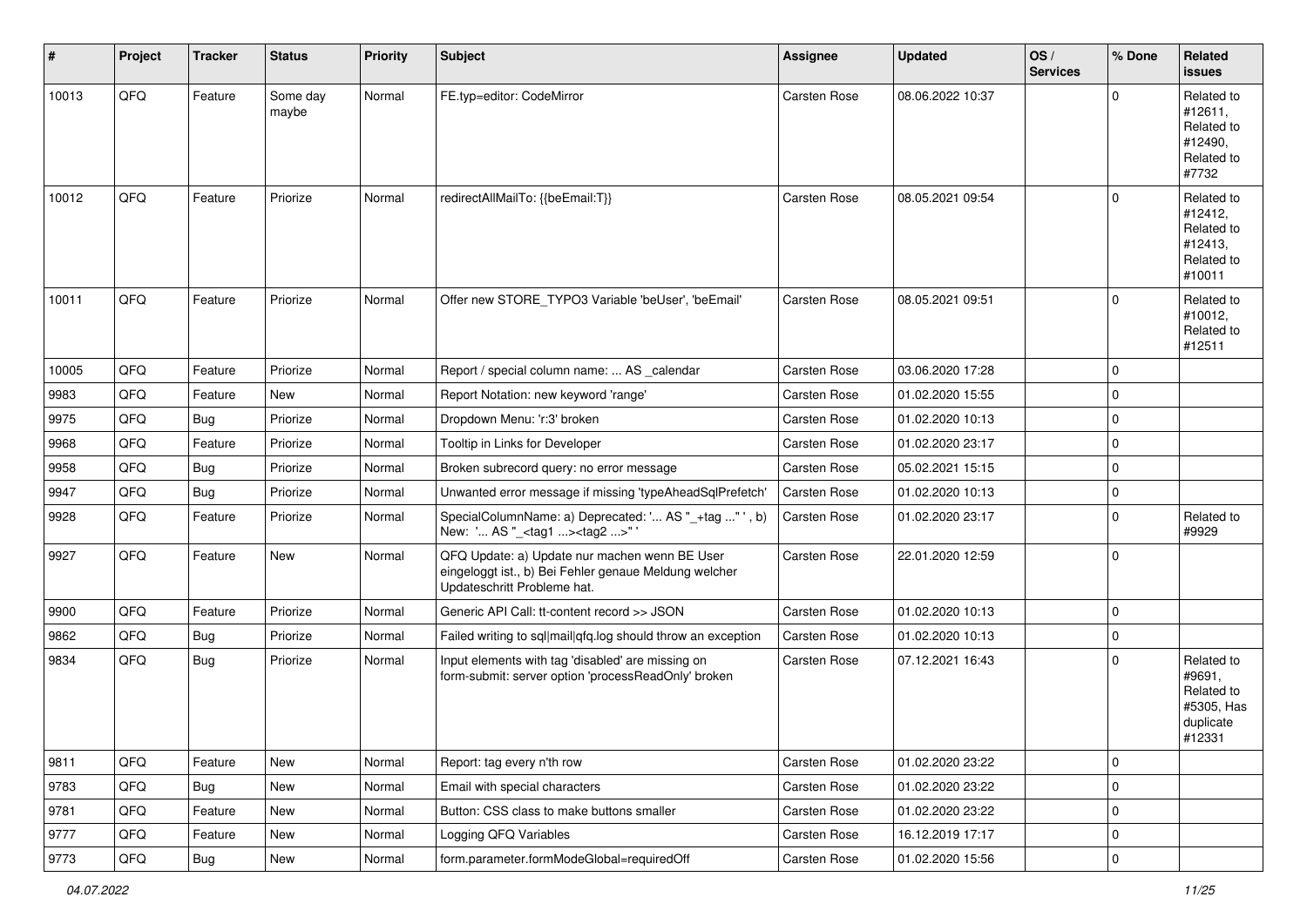| # | Project | Tracker | Status | Priority | Subject | Assignee | Updated | OS / Services | % Done | Related issues |
|---|---|---|---|---|---|---|---|---|---|---|
| 10013 | QFQ | Feature | Some day maybe | Normal | FE.typ=editor: CodeMirror | Carsten Rose | 08.06.2022 10:37 | | 0 | Related to #12611, Related to #12490, Related to #7732 |
| 10012 | QFQ | Feature | Priorize | Normal | redirectAllMailTo: {{beEmail:T}} | Carsten Rose | 08.05.2021 09:54 | | 0 | Related to #12412, Related to #12413, Related to #10011 |
| 10011 | QFQ | Feature | Priorize | Normal | Offer new STORE_TYPO3 Variable 'beUser', 'beEmail' | Carsten Rose | 08.05.2021 09:51 | | 0 | Related to #10012, Related to #12511 |
| 10005 | QFQ | Feature | Priorize | Normal | Report / special column name: ... AS _calendar | Carsten Rose | 03.06.2020 17:28 | | 0 | |
| 9983 | QFQ | Feature | New | Normal | Report Notation: new keyword 'range' | Carsten Rose | 01.02.2020 15:55 | | 0 | |
| 9975 | QFQ | Bug | Priorize | Normal | Dropdown Menu: 'r:3' broken | Carsten Rose | 01.02.2020 10:13 | | 0 | |
| 9968 | QFQ | Feature | Priorize | Normal | Tooltip in Links for Developer | Carsten Rose | 01.02.2020 23:17 | | 0 | |
| 9958 | QFQ | Bug | Priorize | Normal | Broken subrecord query: no error message | Carsten Rose | 05.02.2021 15:15 | | 0 | |
| 9947 | QFQ | Bug | Priorize | Normal | Unwanted error message if missing 'typeAheadSqlPrefetch' | Carsten Rose | 01.02.2020 10:13 | | 0 | |
| 9928 | QFQ | Feature | Priorize | Normal | SpecialColumnName: a) Deprecated: '... AS "_+tag ..." ' , b) New: '... AS "_<tag1 ...><tag2 ...>" ' | Carsten Rose | 01.02.2020 23:17 | | 0 | Related to #9929 |
| 9927 | QFQ | Feature | New | Normal | QFQ Update: a) Update nur machen wenn BE User eingeloggt ist., b) Bei Fehler genaue Meldung welcher Updateschritt Probleme hat. | Carsten Rose | 22.01.2020 12:59 | | 0 | |
| 9900 | QFQ | Feature | Priorize | Normal | Generic API Call: tt-content record >> JSON | Carsten Rose | 01.02.2020 10:13 | | 0 | |
| 9862 | QFQ | Bug | Priorize | Normal | Failed writing to sql\|mail\|qfq.log should throw an exception | Carsten Rose | 01.02.2020 10:13 | | 0 | |
| 9834 | QFQ | Bug | Priorize | Normal | Input elements with tag 'disabled' are missing on form-submit: server option 'processReadOnly' broken | Carsten Rose | 07.12.2021 16:43 | | 0 | Related to #9691, Related to #5305, Has duplicate #12331 |
| 9811 | QFQ | Feature | New | Normal | Report: tag every n'th row | Carsten Rose | 01.02.2020 23:22 | | 0 | |
| 9783 | QFQ | Bug | New | Normal | Email with special characters | Carsten Rose | 01.02.2020 23:22 | | 0 | |
| 9781 | QFQ | Feature | New | Normal | Button: CSS class to make buttons smaller | Carsten Rose | 01.02.2020 23:22 | | 0 | |
| 9777 | QFQ | Feature | New | Normal | Logging QFQ Variables | Carsten Rose | 16.12.2019 17:17 | | 0 | |
| 9773 | QFQ | Bug | New | Normal | form.parameter.formModeGlobal=requiredOff | Carsten Rose | 01.02.2020 15:56 | | 0 | |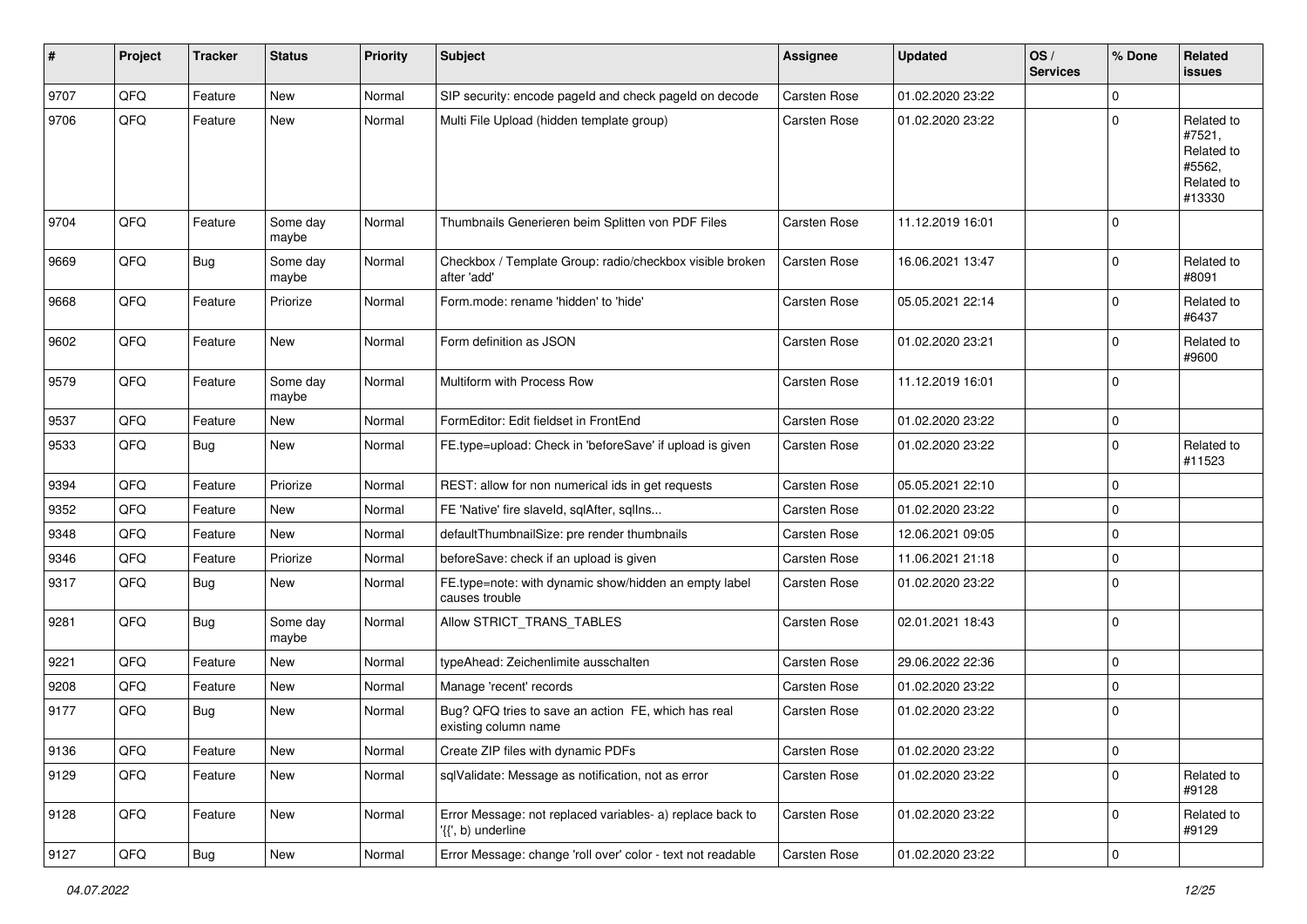| # | Project | Tracker | Status | Priority | Subject | Assignee | Updated | OS / Services | % Done | Related issues |
|---|---|---|---|---|---|---|---|---|---|---|
| 9707 | QFQ | Feature | New | Normal | SIP security: encode pageId and check pageId on decode | Carsten Rose | 01.02.2020 23:22 | | 0 | |
| 9706 | QFQ | Feature | New | Normal | Multi File Upload (hidden template group) | Carsten Rose | 01.02.2020 23:22 | | 0 | Related to #7521, Related to #5562, Related to #13330 |
| 9704 | QFQ | Feature | Some day maybe | Normal | Thumbnails Generieren beim Splitten von PDF Files | Carsten Rose | 11.12.2019 16:01 | | 0 | |
| 9669 | QFQ | Bug | Some day maybe | Normal | Checkbox / Template Group: radio/checkbox visible broken after 'add' | Carsten Rose | 16.06.2021 13:47 | | 0 | Related to #8091 |
| 9668 | QFQ | Feature | Priorize | Normal | Form.mode: rename 'hidden' to 'hide' | Carsten Rose | 05.05.2021 22:14 | | 0 | Related to #6437 |
| 9602 | QFQ | Feature | New | Normal | Form definition as JSON | Carsten Rose | 01.02.2020 23:21 | | 0 | Related to #9600 |
| 9579 | QFQ | Feature | Some day maybe | Normal | Multiform with Process Row | Carsten Rose | 11.12.2019 16:01 | | 0 | |
| 9537 | QFQ | Feature | New | Normal | FormEditor: Edit fieldset in FrontEnd | Carsten Rose | 01.02.2020 23:22 | | 0 | |
| 9533 | QFQ | Bug | New | Normal | FE.type=upload: Check in 'beforeSave' if upload is given | Carsten Rose | 01.02.2020 23:22 | | 0 | Related to #11523 |
| 9394 | QFQ | Feature | Priorize | Normal | REST: allow for non numerical ids in get requests | Carsten Rose | 05.05.2021 22:10 | | 0 | |
| 9352 | QFQ | Feature | New | Normal | FE 'Native' fire slaveId, sqlAfter, sqlIns... | Carsten Rose | 01.02.2020 23:22 | | 0 | |
| 9348 | QFQ | Feature | New | Normal | defaultThumbnailSize: pre render thumbnails | Carsten Rose | 12.06.2021 09:05 | | 0 | |
| 9346 | QFQ | Feature | Priorize | Normal | beforeSave: check if an upload is given | Carsten Rose | 11.06.2021 21:18 | | 0 | |
| 9317 | QFQ | Bug | New | Normal | FE.type=note: with dynamic show/hidden an empty label causes trouble | Carsten Rose | 01.02.2020 23:22 | | 0 | |
| 9281 | QFQ | Bug | Some day maybe | Normal | Allow STRICT_TRANS_TABLES | Carsten Rose | 02.01.2021 18:43 | | 0 | |
| 9221 | QFQ | Feature | New | Normal | typeAhead: Zeichenlimite ausschalten | Carsten Rose | 29.06.2022 22:36 | | 0 | |
| 9208 | QFQ | Feature | New | Normal | Manage 'recent' records | Carsten Rose | 01.02.2020 23:22 | | 0 | |
| 9177 | QFQ | Bug | New | Normal | Bug? QFQ tries to save an action FE, which has real existing column name | Carsten Rose | 01.02.2020 23:22 | | 0 | |
| 9136 | QFQ | Feature | New | Normal | Create ZIP files with dynamic PDFs | Carsten Rose | 01.02.2020 23:22 | | 0 | |
| 9129 | QFQ | Feature | New | Normal | sqlValidate: Message as notification, not as error | Carsten Rose | 01.02.2020 23:22 | | 0 | Related to #9128 |
| 9128 | QFQ | Feature | New | Normal | Error Message: not replaced variables- a) replace back to '{{', b) underline | Carsten Rose | 01.02.2020 23:22 | | 0 | Related to #9129 |
| 9127 | QFQ | Bug | New | Normal | Error Message: change 'roll over' color - text not readable | Carsten Rose | 01.02.2020 23:22 | | 0 | |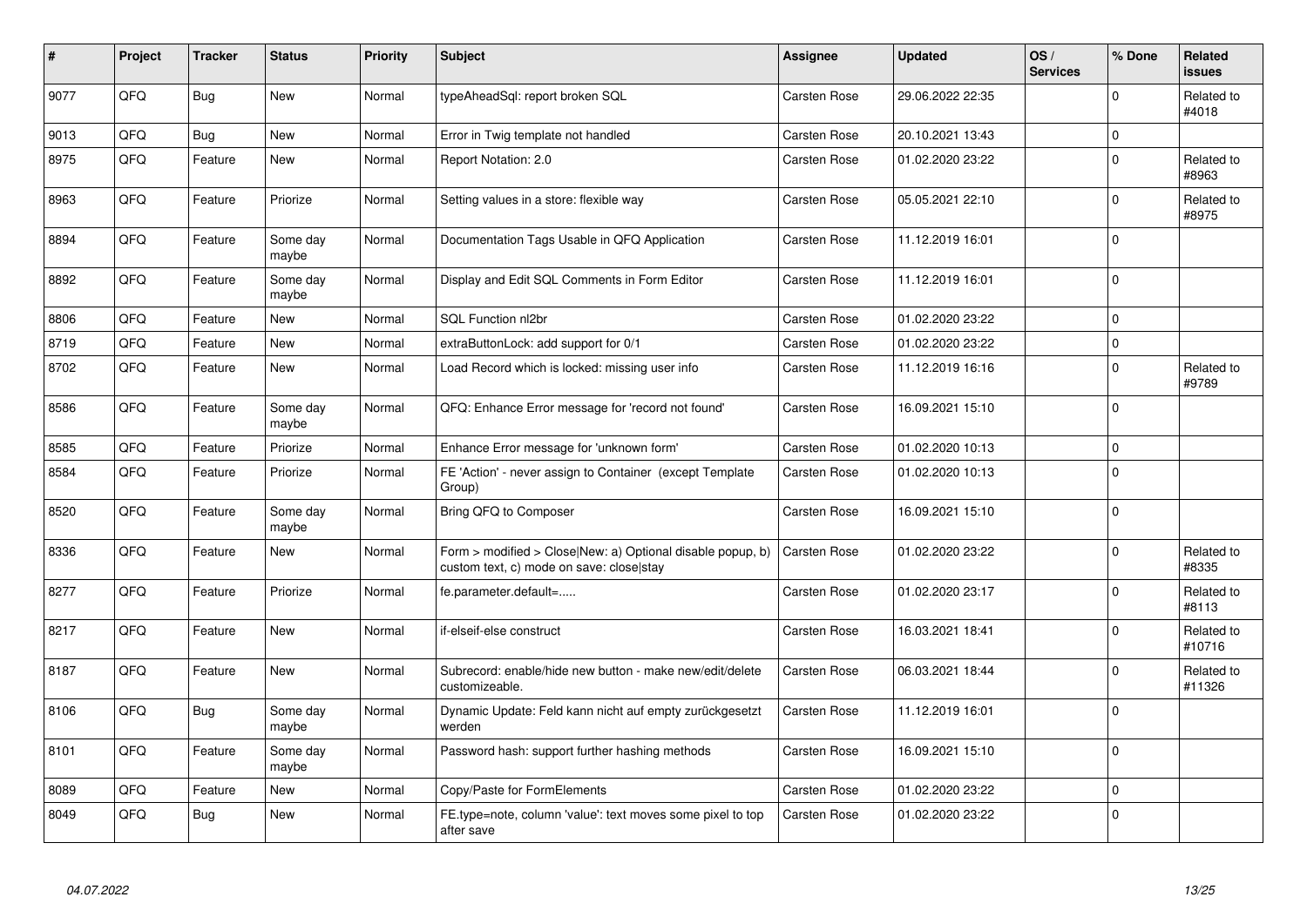| # | Project | Tracker | Status | Priority | Subject | Assignee | Updated | OS / Services | % Done | Related issues |
|---|---|---|---|---|---|---|---|---|---|---|
| 9077 | QFQ | Bug | New | Normal | typeAheadSql: report broken SQL | Carsten Rose | 29.06.2022 22:35 | | 0 | Related to #4018 |
| 9013 | QFQ | Bug | New | Normal | Error in Twig template not handled | Carsten Rose | 20.10.2021 13:43 | | 0 | |
| 8975 | QFQ | Feature | New | Normal | Report Notation: 2.0 | Carsten Rose | 01.02.2020 23:22 | | 0 | Related to #8963 |
| 8963 | QFQ | Feature | Priorize | Normal | Setting values in a store: flexible way | Carsten Rose | 05.05.2021 22:10 | | 0 | Related to #8975 |
| 8894 | QFQ | Feature | Some day maybe | Normal | Documentation Tags Usable in QFQ Application | Carsten Rose | 11.12.2019 16:01 | | 0 | |
| 8892 | QFQ | Feature | Some day maybe | Normal | Display and Edit SQL Comments in Form Editor | Carsten Rose | 11.12.2019 16:01 | | 0 | |
| 8806 | QFQ | Feature | New | Normal | SQL Function nl2br | Carsten Rose | 01.02.2020 23:22 | | 0 | |
| 8719 | QFQ | Feature | New | Normal | extraButtonLock: add support for 0/1 | Carsten Rose | 01.02.2020 23:22 | | 0 | |
| 8702 | QFQ | Feature | New | Normal | Load Record which is locked: missing user info | Carsten Rose | 11.12.2019 16:16 | | 0 | Related to #9789 |
| 8586 | QFQ | Feature | Some day maybe | Normal | QFQ: Enhance Error message for 'record not found' | Carsten Rose | 16.09.2021 15:10 | | 0 | |
| 8585 | QFQ | Feature | Priorize | Normal | Enhance Error message for 'unknown form' | Carsten Rose | 01.02.2020 10:13 | | 0 | |
| 8584 | QFQ | Feature | Priorize | Normal | FE 'Action' - never assign to Container (except Template Group) | Carsten Rose | 01.02.2020 10:13 | | 0 | |
| 8520 | QFQ | Feature | Some day maybe | Normal | Bring QFQ to Composer | Carsten Rose | 16.09.2021 15:10 | | 0 | |
| 8336 | QFQ | Feature | New | Normal | Form > modified > Close\|New: a) Optional disable popup, b) custom text, c) mode on save: close\|stay | Carsten Rose | 01.02.2020 23:22 | | 0 | Related to #8335 |
| 8277 | QFQ | Feature | Priorize | Normal | fe.parameter.default=..... | Carsten Rose | 01.02.2020 23:17 | | 0 | Related to #8113 |
| 8217 | QFQ | Feature | New | Normal | if-elseif-else construct | Carsten Rose | 16.03.2021 18:41 | | 0 | Related to #10716 |
| 8187 | QFQ | Feature | New | Normal | Subrecord: enable/hide new button - make new/edit/delete customizeable. | Carsten Rose | 06.03.2021 18:44 | | 0 | Related to #11326 |
| 8106 | QFQ | Bug | Some day maybe | Normal | Dynamic Update: Feld kann nicht auf empty zurückgesetzt werden | Carsten Rose | 11.12.2019 16:01 | | 0 | |
| 8101 | QFQ | Feature | Some day maybe | Normal | Password hash: support further hashing methods | Carsten Rose | 16.09.2021 15:10 | | 0 | |
| 8089 | QFQ | Feature | New | Normal | Copy/Paste for FormElements | Carsten Rose | 01.02.2020 23:22 | | 0 | |
| 8049 | QFQ | Bug | New | Normal | FE.type=note, column 'value': text moves some pixel to top after save | Carsten Rose | 01.02.2020 23:22 | | 0 | |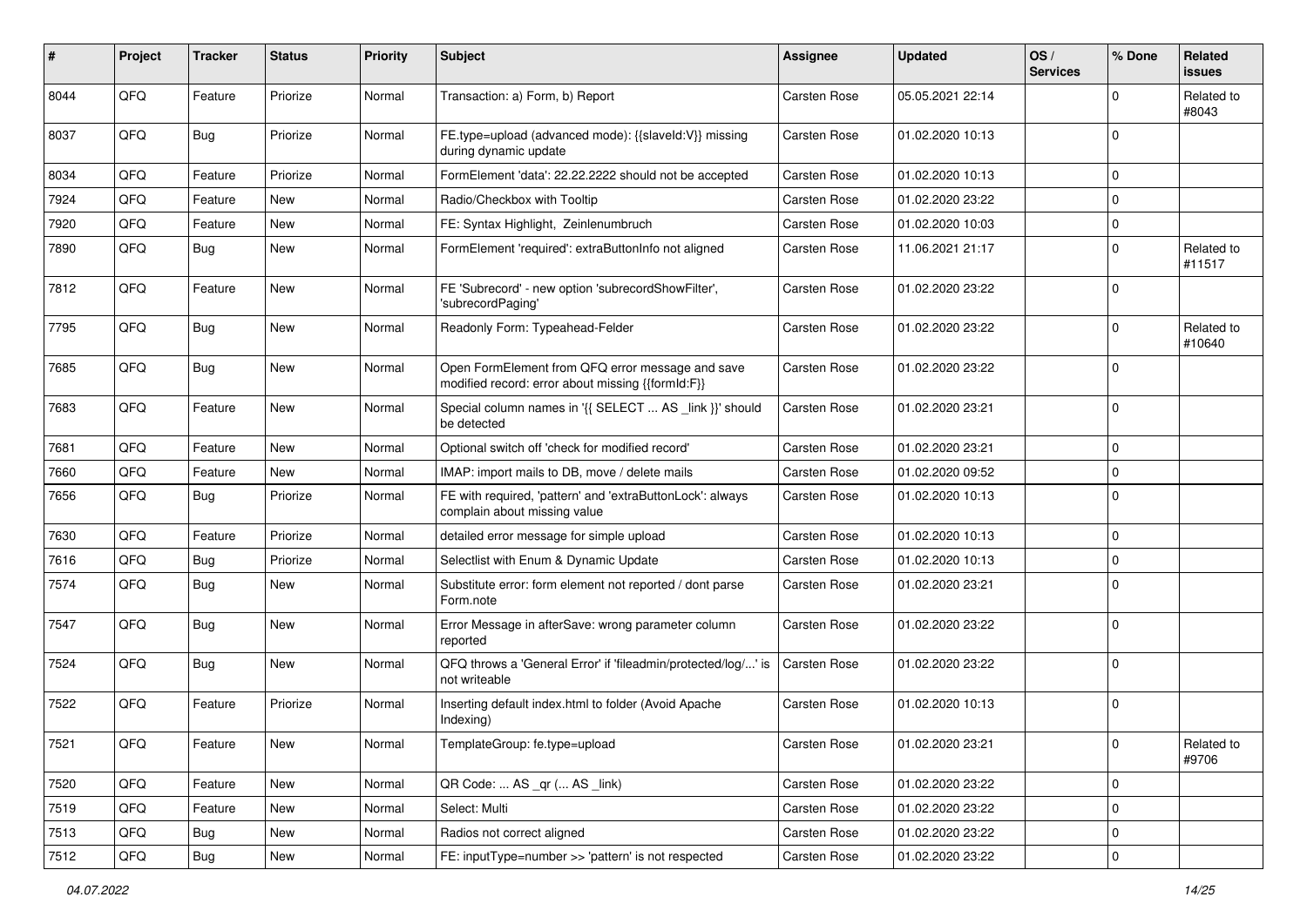| # | Project | Tracker | Status | Priority | Subject | Assignee | Updated | OS / Services | % Done | Related issues |
|---|---|---|---|---|---|---|---|---|---|---|
| 8044 | QFQ | Feature | Priorize | Normal | Transaction: a) Form, b) Report | Carsten Rose | 05.05.2021 22:14 | | 0 | Related to #8043 |
| 8037 | QFQ | Bug | Priorize | Normal | FE.type=upload (advanced mode): {{slaveId:V}} missing during dynamic update | Carsten Rose | 01.02.2020 10:13 | | 0 | |
| 8034 | QFQ | Feature | Priorize | Normal | FormElement 'data': 22.22.2222 should not be accepted | Carsten Rose | 01.02.2020 10:13 | | 0 | |
| 7924 | QFQ | Feature | New | Normal | Radio/Checkbox with Tooltip | Carsten Rose | 01.02.2020 23:22 | | 0 | |
| 7920 | QFQ | Feature | New | Normal | FE: Syntax Highlight, Zeinlenumbruch | Carsten Rose | 01.02.2020 10:03 | | 0 | |
| 7890 | QFQ | Bug | New | Normal | FormElement 'required': extraButtonInfo not aligned | Carsten Rose | 11.06.2021 21:17 | | 0 | Related to #11517 |
| 7812 | QFQ | Feature | New | Normal | FE 'Subrecord' - new option 'subrecordShowFilter', 'subrecordPaging' | Carsten Rose | 01.02.2020 23:22 | | 0 | |
| 7795 | QFQ | Bug | New | Normal | Readonly Form: Typeahead-Felder | Carsten Rose | 01.02.2020 23:22 | | 0 | Related to #10640 |
| 7685 | QFQ | Bug | New | Normal | Open FormElement from QFQ error message and save modified record: error about missing {{formId:F}} | Carsten Rose | 01.02.2020 23:22 | | 0 | |
| 7683 | QFQ | Feature | New | Normal | Special column names in '{{ SELECT ... AS _link }}' should be detected | Carsten Rose | 01.02.2020 23:21 | | 0 | |
| 7681 | QFQ | Feature | New | Normal | Optional switch off 'check for modified record' | Carsten Rose | 01.02.2020 23:21 | | 0 | |
| 7660 | QFQ | Feature | New | Normal | IMAP: import mails to DB, move / delete mails | Carsten Rose | 01.02.2020 09:52 | | 0 | |
| 7656 | QFQ | Bug | Priorize | Normal | FE with required, 'pattern' and 'extraButtonLock': always complain about missing value | Carsten Rose | 01.02.2020 10:13 | | 0 | |
| 7630 | QFQ | Feature | Priorize | Normal | detailed error message for simple upload | Carsten Rose | 01.02.2020 10:13 | | 0 | |
| 7616 | QFQ | Bug | Priorize | Normal | Selectlist with Enum & Dynamic Update | Carsten Rose | 01.02.2020 10:13 | | 0 | |
| 7574 | QFQ | Bug | New | Normal | Substitute error: form element not reported / dont parse Form.note | Carsten Rose | 01.02.2020 23:21 | | 0 | |
| 7547 | QFQ | Bug | New | Normal | Error Message in afterSave: wrong parameter column reported | Carsten Rose | 01.02.2020 23:22 | | 0 | |
| 7524 | QFQ | Bug | New | Normal | QFQ throws a 'General Error' if 'fileadmin/protected/log/...' is not writeable | Carsten Rose | 01.02.2020 23:22 | | 0 | |
| 7522 | QFQ | Feature | Priorize | Normal | Inserting default index.html to folder (Avoid Apache Indexing) | Carsten Rose | 01.02.2020 10:13 | | 0 | |
| 7521 | QFQ | Feature | New | Normal | TemplateGroup: fe.type=upload | Carsten Rose | 01.02.2020 23:21 | | 0 | Related to #9706 |
| 7520 | QFQ | Feature | New | Normal | QR Code: ... AS _qr (... AS _link) | Carsten Rose | 01.02.2020 23:22 | | 0 | |
| 7519 | QFQ | Feature | New | Normal | Select: Multi | Carsten Rose | 01.02.2020 23:22 | | 0 | |
| 7513 | QFQ | Bug | New | Normal | Radios not correct aligned | Carsten Rose | 01.02.2020 23:22 | | 0 | |
| 7512 | QFQ | Bug | New | Normal | FE: inputType=number >> 'pattern' is not respected | Carsten Rose | 01.02.2020 23:22 | | 0 | |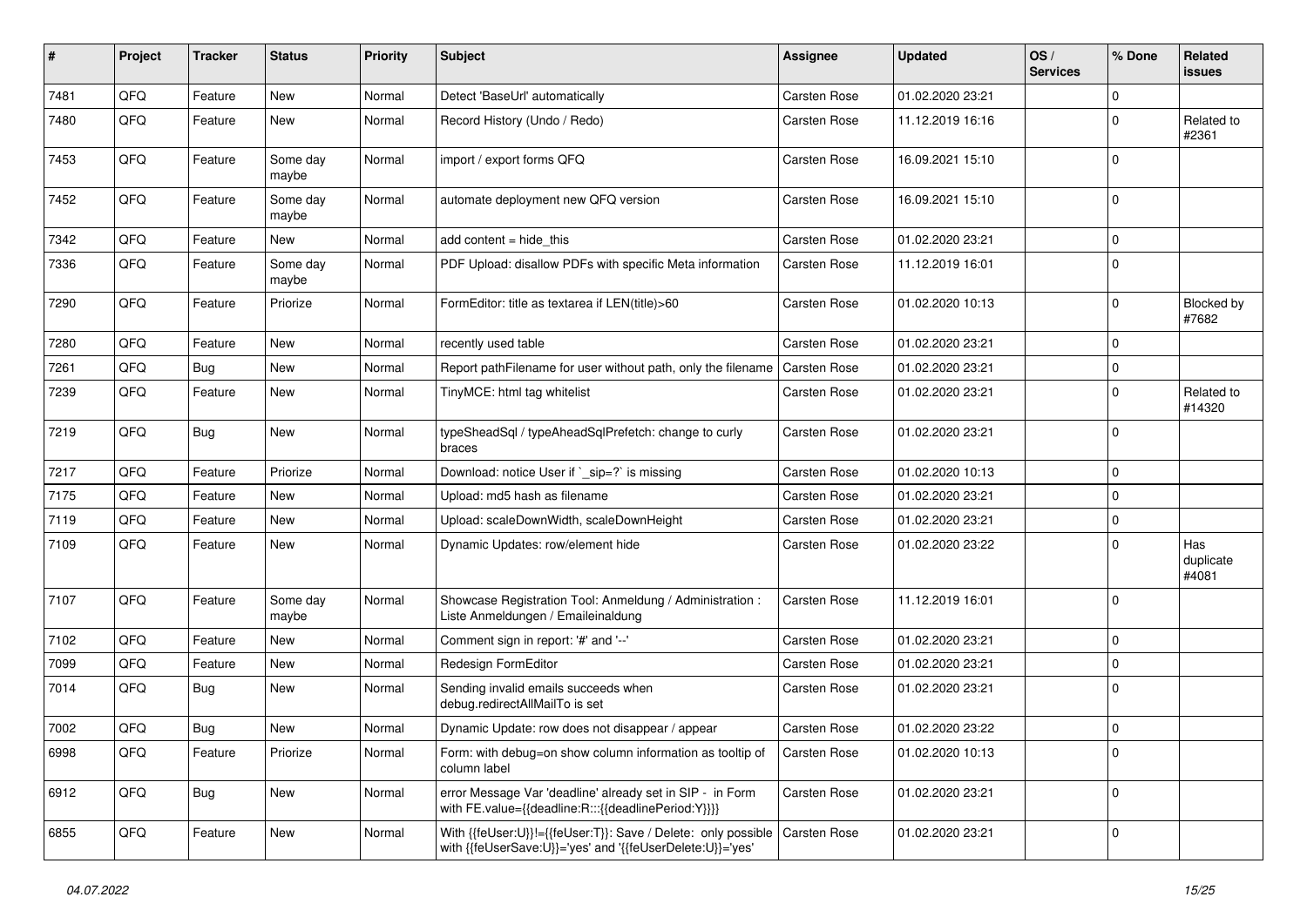| # | Project | Tracker | Status | Priority | Subject | Assignee | Updated | OS / Services | % Done | Related issues |
|---|---|---|---|---|---|---|---|---|---|---|
| 7481 | QFQ | Feature | New | Normal | Detect 'BaseUrl' automatically | Carsten Rose | 01.02.2020 23:21 | | 0 | |
| 7480 | QFQ | Feature | New | Normal | Record History (Undo / Redo) | Carsten Rose | 11.12.2019 16:16 | | 0 | Related to #2361 |
| 7453 | QFQ | Feature | Some day maybe | Normal | import / export forms QFQ | Carsten Rose | 16.09.2021 15:10 | | 0 | |
| 7452 | QFQ | Feature | Some day maybe | Normal | automate deployment new QFQ version | Carsten Rose | 16.09.2021 15:10 | | 0 | |
| 7342 | QFQ | Feature | New | Normal | add content = hide_this | Carsten Rose | 01.02.2020 23:21 | | 0 | |
| 7336 | QFQ | Feature | Some day maybe | Normal | PDF Upload: disallow PDFs with specific Meta information | Carsten Rose | 11.12.2019 16:01 | | 0 | |
| 7290 | QFQ | Feature | Priorize | Normal | FormEditor: title as textarea if LEN(title)>60 | Carsten Rose | 01.02.2020 10:13 | | 0 | Blocked by #7682 |
| 7280 | QFQ | Feature | New | Normal | recently used table | Carsten Rose | 01.02.2020 23:21 | | 0 | |
| 7261 | QFQ | Bug | New | Normal | Report pathFilename for user without path, only the filename | Carsten Rose | 01.02.2020 23:21 | | 0 | |
| 7239 | QFQ | Feature | New | Normal | TinyMCE: html tag whitelist | Carsten Rose | 01.02.2020 23:21 | | 0 | Related to #14320 |
| 7219 | QFQ | Bug | New | Normal | typeSheadSql / typeAheadSqlPrefetch: change to curly braces | Carsten Rose | 01.02.2020 23:21 | | 0 | |
| 7217 | QFQ | Feature | Priorize | Normal | Download: notice User if `_sip=?` is missing | Carsten Rose | 01.02.2020 10:13 | | 0 | |
| 7175 | QFQ | Feature | New | Normal | Upload: md5 hash as filename | Carsten Rose | 01.02.2020 23:21 | | 0 | |
| 7119 | QFQ | Feature | New | Normal | Upload: scaleDownWidth, scaleDownHeight | Carsten Rose | 01.02.2020 23:21 | | 0 | |
| 7109 | QFQ | Feature | New | Normal | Dynamic Updates: row/element hide | Carsten Rose | 01.02.2020 23:22 | | 0 | Has duplicate #4081 |
| 7107 | QFQ | Feature | Some day maybe | Normal | Showcase Registration Tool: Anmeldung / Administration : Liste Anmeldungen / Emaileinaldung | Carsten Rose | 11.12.2019 16:01 | | 0 | |
| 7102 | QFQ | Feature | New | Normal | Comment sign in report: '#' and '--' | Carsten Rose | 01.02.2020 23:21 | | 0 | |
| 7099 | QFQ | Feature | New | Normal | Redesign FormEditor | Carsten Rose | 01.02.2020 23:21 | | 0 | |
| 7014 | QFQ | Bug | New | Normal | Sending invalid emails succeeds when debug.redirectAllMailTo is set | Carsten Rose | 01.02.2020 23:21 | | 0 | |
| 7002 | QFQ | Bug | New | Normal | Dynamic Update: row does not disappear / appear | Carsten Rose | 01.02.2020 23:22 | | 0 | |
| 6998 | QFQ | Feature | Priorize | Normal | Form: with debug=on show column information as tooltip of column label | Carsten Rose | 01.02.2020 10:13 | | 0 | |
| 6912 | QFQ | Bug | New | Normal | error Message Var 'deadline' already set in SIP - in Form with FE.value={{deadline:R:::{{deadlinePeriod:Y}}}} | Carsten Rose | 01.02.2020 23:21 | | 0 | |
| 6855 | QFQ | Feature | New | Normal | With {{feUser:U}}!={{feUser:T}}: Save / Delete: only possible with {{feUserSave:U}}='yes' and '{{feUserDelete:U}}='yes' | Carsten Rose | 01.02.2020 23:21 | | 0 | |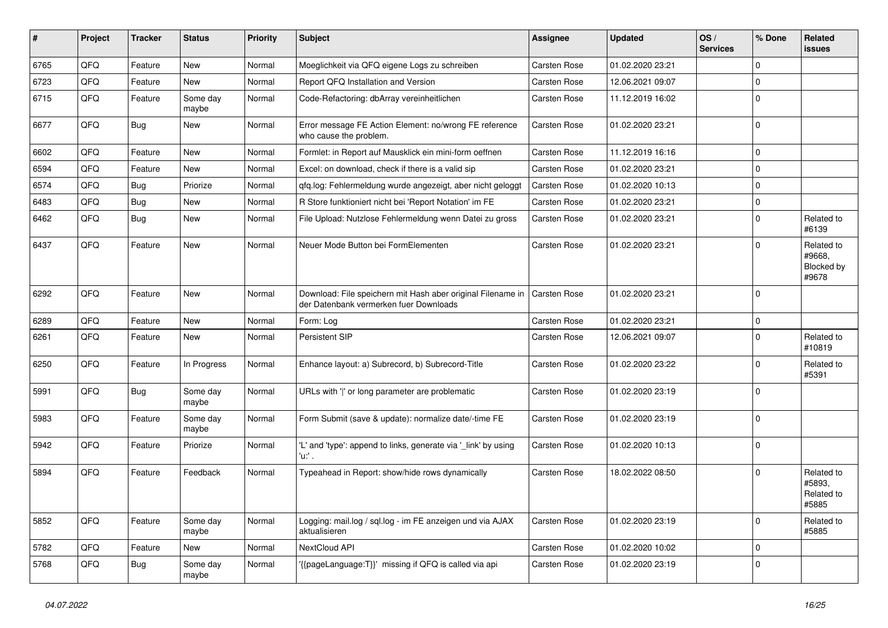| # | Project | Tracker | Status | Priority | Subject | Assignee | Updated | OS / Services | % Done | Related issues |
|---|---|---|---|---|---|---|---|---|---|---|
| 6765 | QFQ | Feature | New | Normal | Moeglichkeit via QFQ eigene Logs zu schreiben | Carsten Rose | 01.02.2020 23:21 | | 0 | |
| 6723 | QFQ | Feature | New | Normal | Report QFQ Installation and Version | Carsten Rose | 12.06.2021 09:07 | | 0 | |
| 6715 | QFQ | Feature | Some day maybe | Normal | Code-Refactoring: dbArray vereinheitlichen | Carsten Rose | 11.12.2019 16:02 | | 0 | |
| 6677 | QFQ | Bug | New | Normal | Error message FE Action Element: no/wrong FE reference who cause the problem. | Carsten Rose | 01.02.2020 23:21 | | 0 | |
| 6602 | QFQ | Feature | New | Normal | Formlet: in Report auf Mausklick ein mini-form oeffnen | Carsten Rose | 11.12.2019 16:16 | | 0 | |
| 6594 | QFQ | Feature | New | Normal | Excel: on download, check if there is a valid sip | Carsten Rose | 01.02.2020 23:21 | | 0 | |
| 6574 | QFQ | Bug | Priorize | Normal | qfq.log: Fehlermeldung wurde angezeigt, aber nicht geloggt | Carsten Rose | 01.02.2020 10:13 | | 0 | |
| 6483 | QFQ | Bug | New | Normal | R Store funktioniert nicht bei 'Report Notation' im FE | Carsten Rose | 01.02.2020 23:21 | | 0 | |
| 6462 | QFQ | Bug | New | Normal | File Upload: Nutzlose Fehlermeldung wenn Datei zu gross | Carsten Rose | 01.02.2020 23:21 | | 0 | Related to #6139 |
| 6437 | QFQ | Feature | New | Normal | Neuer Mode Button bei FormElementen | Carsten Rose | 01.02.2020 23:21 | | 0 | Related to #9668, Blocked by #9678 |
| 6292 | QFQ | Feature | New | Normal | Download: File speichern mit Hash aber original Filename in der Datenbank vermerken fuer Downloads | Carsten Rose | 01.02.2020 23:21 | | 0 | |
| 6289 | QFQ | Feature | New | Normal | Form: Log | Carsten Rose | 01.02.2020 23:21 | | 0 | |
| 6261 | QFQ | Feature | New | Normal | Persistent SIP | Carsten Rose | 12.06.2021 09:07 | | 0 | Related to #10819 |
| 6250 | QFQ | Feature | In Progress | Normal | Enhance layout: a) Subrecord, b) Subrecord-Title | Carsten Rose | 01.02.2020 23:22 | | 0 | Related to #5391 |
| 5991 | QFQ | Bug | Some day maybe | Normal | URLs with '\|' or long parameter are problematic | Carsten Rose | 01.02.2020 23:19 | | 0 | |
| 5983 | QFQ | Feature | Some day maybe | Normal | Form Submit (save & update): normalize date/-time FE | Carsten Rose | 01.02.2020 23:19 | | 0 | |
| 5942 | QFQ | Feature | Priorize | Normal | 'L' and 'type': append to links, generate via '_link' by using 'u:' . | Carsten Rose | 01.02.2020 10:13 | | 0 | |
| 5894 | QFQ | Feature | Feedback | Normal | Typeahead in Report: show/hide rows dynamically | Carsten Rose | 18.02.2022 08:50 | | 0 | Related to #5893, Related to #5885 |
| 5852 | QFQ | Feature | Some day maybe | Normal | Logging: mail.log / sql.log - im FE anzeigen und via AJAX aktualisieren | Carsten Rose | 01.02.2020 23:19 | | 0 | Related to #5885 |
| 5782 | QFQ | Feature | New | Normal | NextCloud API | Carsten Rose | 01.02.2020 10:02 | | 0 | |
| 5768 | QFQ | Bug | Some day maybe | Normal | '{{pageLanguage:T}}' missing if QFQ is called via api | Carsten Rose | 01.02.2020 23:19 | | 0 | |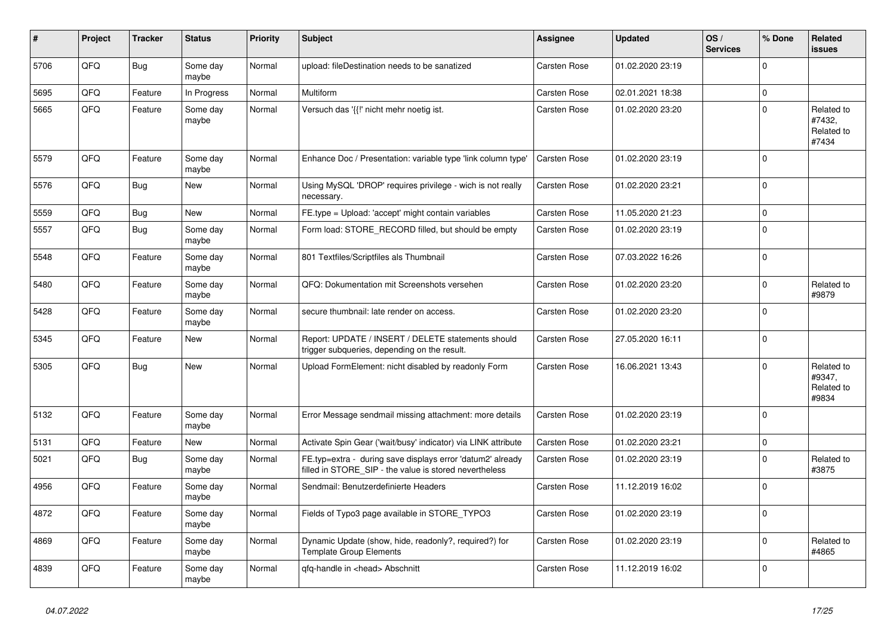| # | Project | Tracker | Status | Priority | Subject | Assignee | Updated | OS / Services | % Done | Related issues |
|---|---|---|---|---|---|---|---|---|---|---|
| 5706 | QFQ | Bug | Some day maybe | Normal | upload: fileDestination needs to be sanatized | Carsten Rose | 01.02.2020 23:19 | | 0 | |
| 5695 | QFQ | Feature | In Progress | Normal | Multiform | Carsten Rose | 02.01.2021 18:38 | | 0 | |
| 5665 | QFQ | Feature | Some day maybe | Normal | Versuch das '{{!' nicht mehr noetig ist. | Carsten Rose | 01.02.2020 23:20 | | 0 | Related to #7432, Related to #7434 |
| 5579 | QFQ | Feature | Some day maybe | Normal | Enhance Doc / Presentation: variable type 'link column type' | Carsten Rose | 01.02.2020 23:19 | | 0 | |
| 5576 | QFQ | Bug | New | Normal | Using MySQL 'DROP' requires privilege - wich is not really necessary. | Carsten Rose | 01.02.2020 23:21 | | 0 | |
| 5559 | QFQ | Bug | New | Normal | FE.type = Upload: 'accept' might contain variables | Carsten Rose | 11.05.2020 21:23 | | 0 | |
| 5557 | QFQ | Bug | Some day maybe | Normal | Form load: STORE_RECORD filled, but should be empty | Carsten Rose | 01.02.2020 23:19 | | 0 | |
| 5548 | QFQ | Feature | Some day maybe | Normal | 801 Textfiles/Scriptfiles als Thumbnail | Carsten Rose | 07.03.2022 16:26 | | 0 | |
| 5480 | QFQ | Feature | Some day maybe | Normal | QFQ: Dokumentation mit Screenshots versehen | Carsten Rose | 01.02.2020 23:20 | | 0 | Related to #9879 |
| 5428 | QFQ | Feature | Some day maybe | Normal | secure thumbnail: late render on access. | Carsten Rose | 01.02.2020 23:20 | | 0 | |
| 5345 | QFQ | Feature | New | Normal | Report: UPDATE / INSERT / DELETE statements should trigger subqueries, depending on the result. | Carsten Rose | 27.05.2020 16:11 | | 0 | |
| 5305 | QFQ | Bug | New | Normal | Upload FormElement: nicht disabled by readonly Form | Carsten Rose | 16.06.2021 13:43 | | 0 | Related to #9347, Related to #9834 |
| 5132 | QFQ | Feature | Some day maybe | Normal | Error Message sendmail missing attachment: more details | Carsten Rose | 01.02.2020 23:19 | | 0 | |
| 5131 | QFQ | Feature | New | Normal | Activate Spin Gear ('wait/busy' indicator) via LINK attribute | Carsten Rose | 01.02.2020 23:21 | | 0 | |
| 5021 | QFQ | Bug | Some day maybe | Normal | FE.typ=extra - during save displays error 'datum2' already filled in STORE_SIP - the value is stored nevertheless | Carsten Rose | 01.02.2020 23:19 | | 0 | Related to #3875 |
| 4956 | QFQ | Feature | Some day maybe | Normal | Sendmail: Benutzerdefinierte Headers | Carsten Rose | 11.12.2019 16:02 | | 0 | |
| 4872 | QFQ | Feature | Some day maybe | Normal | Fields of Typo3 page available in STORE_TYPO3 | Carsten Rose | 01.02.2020 23:19 | | 0 | |
| 4869 | QFQ | Feature | Some day maybe | Normal | Dynamic Update (show, hide, readonly?, required?) for Template Group Elements | Carsten Rose | 01.02.2020 23:19 | | 0 | Related to #4865 |
| 4839 | QFQ | Feature | Some day maybe | Normal | qfq-handle in <head> Abschnitt | Carsten Rose | 11.12.2019 16:02 | | 0 | |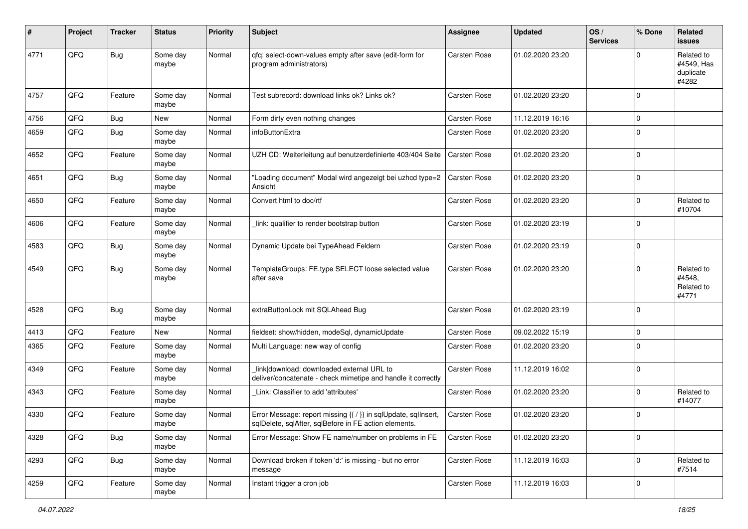| # | Project | Tracker | Status | Priority | Subject | Assignee | Updated | OS / Services | % Done | Related issues |
|---|---|---|---|---|---|---|---|---|---|---|
| 4771 | QFQ | Bug | Some day maybe | Normal | qfq: select-down-values empty after save (edit-form for program administrators) | Carsten Rose | 01.02.2020 23:20 | | 0 | Related to #4549, Has duplicate #4282 |
| 4757 | QFQ | Feature | Some day maybe | Normal | Test subrecord: download links ok? Links ok? | Carsten Rose | 01.02.2020 23:20 | | 0 | |
| 4756 | QFQ | Bug | New | Normal | Form dirty even nothing changes | Carsten Rose | 11.12.2019 16:16 | | 0 | |
| 4659 | QFQ | Bug | Some day maybe | Normal | infoButtonExtra | Carsten Rose | 01.02.2020 23:20 | | 0 | |
| 4652 | QFQ | Feature | Some day maybe | Normal | UZH CD: Weiterleitung auf benutzerdefinierte 403/404 Seite | Carsten Rose | 01.02.2020 23:20 | | 0 | |
| 4651 | QFQ | Bug | Some day maybe | Normal | "Loading document" Modal wird angezeigt bei uzhcd type=2 Ansicht | Carsten Rose | 01.02.2020 23:20 | | 0 | |
| 4650 | QFQ | Feature | Some day maybe | Normal | Convert html to doc/rtf | Carsten Rose | 01.02.2020 23:20 | | 0 | Related to #10704 |
| 4606 | QFQ | Feature | Some day maybe | Normal | _link: qualifier to render bootstrap button | Carsten Rose | 01.02.2020 23:19 | | 0 | |
| 4583 | QFQ | Bug | Some day maybe | Normal | Dynamic Update bei TypeAhead Feldern | Carsten Rose | 01.02.2020 23:19 | | 0 | |
| 4549 | QFQ | Bug | Some day maybe | Normal | TemplateGroups: FE.type SELECT loose selected value after save | Carsten Rose | 01.02.2020 23:20 | | 0 | Related to #4548, Related to #4771 |
| 4528 | QFQ | Bug | Some day maybe | Normal | extraButtonLock mit SQLAhead Bug | Carsten Rose | 01.02.2020 23:19 | | 0 | |
| 4413 | QFQ | Feature | New | Normal | fieldset: show/hidden, modeSql, dynamicUpdate | Carsten Rose | 09.02.2022 15:19 | | 0 | |
| 4365 | QFQ | Feature | Some day maybe | Normal | Multi Language: new way of config | Carsten Rose | 01.02.2020 23:20 | | 0 | |
| 4349 | QFQ | Feature | Some day maybe | Normal | _link\|download: downloaded external URL to deliver/concatenate - check mimetipe and handle it correctly | Carsten Rose | 11.12.2019 16:02 | | 0 | |
| 4343 | QFQ | Feature | Some day maybe | Normal | _Link: Classifier to add 'attributes' | Carsten Rose | 01.02.2020 23:20 | | 0 | Related to #14077 |
| 4330 | QFQ | Feature | Some day maybe | Normal | Error Message: report missing {{ / }} in sqlUpdate, sqlInsert, sqlDelete, sqlAfter, sqlBefore in FE action elements. | Carsten Rose | 01.02.2020 23:20 | | 0 | |
| 4328 | QFQ | Bug | Some day maybe | Normal | Error Message: Show FE name/number on problems in FE | Carsten Rose | 01.02.2020 23:20 | | 0 | |
| 4293 | QFQ | Bug | Some day maybe | Normal | Download broken if token 'd:' is missing - but no error message | Carsten Rose | 11.12.2019 16:03 | | 0 | Related to #7514 |
| 4259 | QFQ | Feature | Some day maybe | Normal | Instant trigger a cron job | Carsten Rose | 11.12.2019 16:03 | | 0 | |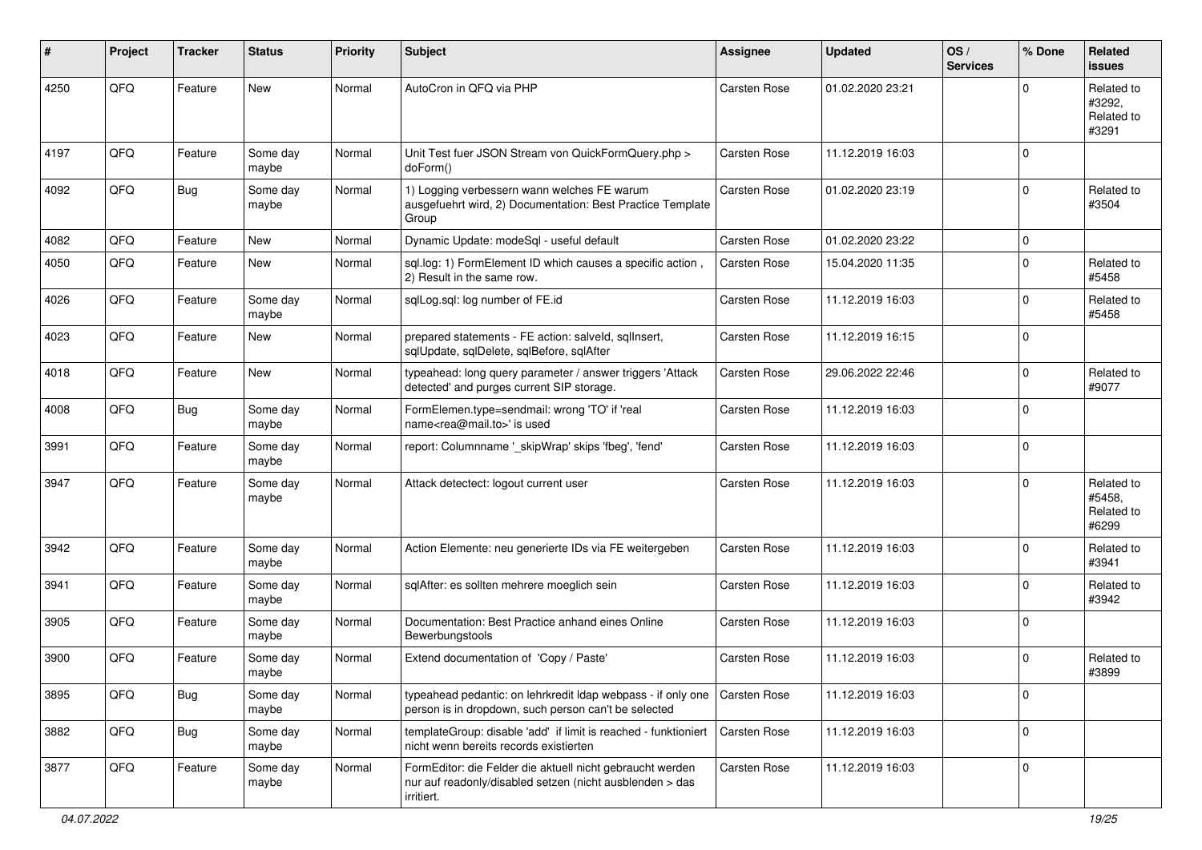| # | Project | Tracker | Status | Priority | Subject | Assignee | Updated | OS / Services | % Done | Related issues |
|---|---|---|---|---|---|---|---|---|---|---|
| 4250 | QFQ | Feature | New | Normal | AutoCron in QFQ via PHP | Carsten Rose | 01.02.2020 23:21 | | 0 | Related to #3292, Related to #3291 |
| 4197 | QFQ | Feature | Some day maybe | Normal | Unit Test fuer JSON Stream von QuickFormQuery.php > doForm() | Carsten Rose | 11.12.2019 16:03 | | 0 | |
| 4092 | QFQ | Bug | Some day maybe | Normal | 1) Logging verbessern wann welches FE warum ausgefuehrt wird, 2) Documentation: Best Practice Template Group | Carsten Rose | 01.02.2020 23:19 | | 0 | Related to #3504 |
| 4082 | QFQ | Feature | New | Normal | Dynamic Update: modeSql - useful default | Carsten Rose | 01.02.2020 23:22 | | 0 | |
| 4050 | QFQ | Feature | New | Normal | sql.log: 1) FormElement ID which causes a specific action , 2) Result in the same row. | Carsten Rose | 15.04.2020 11:35 | | 0 | Related to #5458 |
| 4026 | QFQ | Feature | Some day maybe | Normal | sqlLog.sql: log number of FE.id | Carsten Rose | 11.12.2019 16:03 | | 0 | Related to #5458 |
| 4023 | QFQ | Feature | New | Normal | prepared statements - FE action: salveId, sqlInsert, sqlUpdate, sqlDelete, sqlBefore, sqlAfter | Carsten Rose | 11.12.2019 16:15 | | 0 | |
| 4018 | QFQ | Feature | New | Normal | typeahead: long query parameter / answer triggers 'Attack detected' and purges current SIP storage. | Carsten Rose | 29.06.2022 22:46 | | 0 | Related to #9077 |
| 4008 | QFQ | Bug | Some day maybe | Normal | FormElemen.type=sendmail: wrong 'TO' if 'real name<rea@mail.to>' is used | Carsten Rose | 11.12.2019 16:03 | | 0 | |
| 3991 | QFQ | Feature | Some day maybe | Normal | report: Columnname '_skipWrap' skips 'fbeg', 'fend' | Carsten Rose | 11.12.2019 16:03 | | 0 | |
| 3947 | QFQ | Feature | Some day maybe | Normal | Attack detectect: logout current user | Carsten Rose | 11.12.2019 16:03 | | 0 | Related to #5458, Related to #6299 |
| 3942 | QFQ | Feature | Some day maybe | Normal | Action Elemente: neu generierte IDs via FE weitergeben | Carsten Rose | 11.12.2019 16:03 | | 0 | Related to #3941 |
| 3941 | QFQ | Feature | Some day maybe | Normal | sqlAfter: es sollten mehrere moeglich sein | Carsten Rose | 11.12.2019 16:03 | | 0 | Related to #3942 |
| 3905 | QFQ | Feature | Some day maybe | Normal | Documentation: Best Practice anhand eines Online Bewerbungstools | Carsten Rose | 11.12.2019 16:03 | | 0 | |
| 3900 | QFQ | Feature | Some day maybe | Normal | Extend documentation of 'Copy / Paste' | Carsten Rose | 11.12.2019 16:03 | | 0 | Related to #3899 |
| 3895 | QFQ | Bug | Some day maybe | Normal | typeahead pedantic: on lehrkredit ldap webpass - if only one person is in dropdown, such person can't be selected | Carsten Rose | 11.12.2019 16:03 | | 0 | |
| 3882 | QFQ | Bug | Some day maybe | Normal | templateGroup: disable 'add' if limit is reached - funktioniert nicht wenn bereits records existierten | Carsten Rose | 11.12.2019 16:03 | | 0 | |
| 3877 | QFQ | Feature | Some day maybe | Normal | FormEditor: die Felder die aktuell nicht gebraucht werden nur auf readonly/disabled setzen (nicht ausblenden > das irritiert. | Carsten Rose | 11.12.2019 16:03 | | 0 | |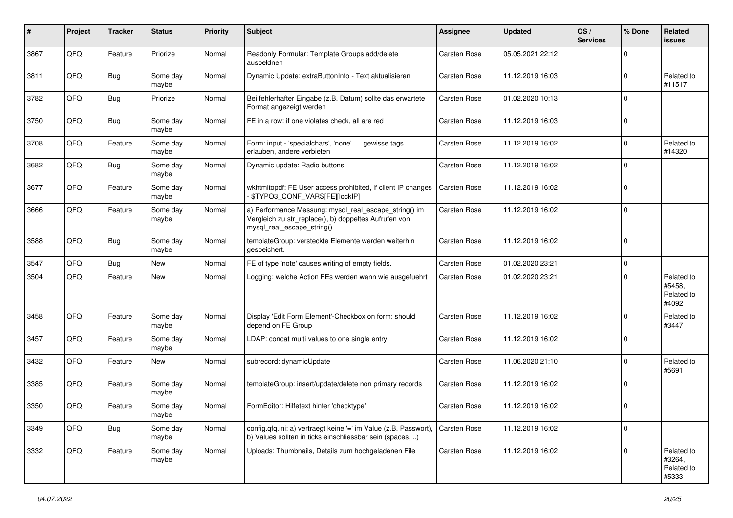| # | Project | Tracker | Status | Priority | Subject | Assignee | Updated | OS / Services | % Done | Related issues |
|---|---|---|---|---|---|---|---|---|---|---|
| 3867 | QFQ | Feature | Priorize | Normal | Readonly Formular: Template Groups add/delete ausbeldnen | Carsten Rose | 05.05.2021 22:12 | | 0 | |
| 3811 | QFQ | Bug | Some day maybe | Normal | Dynamic Update: extraButtonInfo - Text aktualisieren | Carsten Rose | 11.12.2019 16:03 | | 0 | Related to #11517 |
| 3782 | QFQ | Bug | Priorize | Normal | Bei fehlerhafter Eingabe (z.B. Datum) sollte das erwartete Format angezeigt werden | Carsten Rose | 01.02.2020 10:13 | | 0 | |
| 3750 | QFQ | Bug | Some day maybe | Normal | FE in a row: if one violates check, all are red | Carsten Rose | 11.12.2019 16:03 | | 0 | |
| 3708 | QFQ | Feature | Some day maybe | Normal | Form: input - 'specialchars', 'none' ... gewisse tags erlauben, andere verbieten | Carsten Rose | 11.12.2019 16:02 | | 0 | Related to #14320 |
| 3682 | QFQ | Bug | Some day maybe | Normal | Dynamic update: Radio buttons | Carsten Rose | 11.12.2019 16:02 | | 0 | |
| 3677 | QFQ | Feature | Some day maybe | Normal | wkhtmltopdf: FE User access prohibited, if client IP changes - $TYPO3_CONF_VARS[FE][lockIP] | Carsten Rose | 11.12.2019 16:02 | | 0 | |
| 3666 | QFQ | Feature | Some day maybe | Normal | a) Performance Messung: mysql_real_escape_string() im Vergleich zu str_replace(), b) doppeltes Aufrufen von mysql_real_escape_string() | Carsten Rose | 11.12.2019 16:02 | | 0 | |
| 3588 | QFQ | Bug | Some day maybe | Normal | templateGroup: versteckte Elemente werden weiterhin gespeichert. | Carsten Rose | 11.12.2019 16:02 | | 0 | |
| 3547 | QFQ | Bug | New | Normal | FE of type 'note' causes writing of empty fields. | Carsten Rose | 01.02.2020 23:21 | | 0 | |
| 3504 | QFQ | Feature | New | Normal | Logging: welche Action FEs werden wann wie ausgefuehrt | Carsten Rose | 01.02.2020 23:21 | | 0 | Related to #5458, Related to #4092 |
| 3458 | QFQ | Feature | Some day maybe | Normal | Display 'Edit Form Element'-Checkbox on form: should depend on FE Group | Carsten Rose | 11.12.2019 16:02 | | 0 | Related to #3447 |
| 3457 | QFQ | Feature | Some day maybe | Normal | LDAP: concat multi values to one single entry | Carsten Rose | 11.12.2019 16:02 | | 0 | |
| 3432 | QFQ | Feature | New | Normal | subrecord: dynamicUpdate | Carsten Rose | 11.06.2020 21:10 | | 0 | Related to #5691 |
| 3385 | QFQ | Feature | Some day maybe | Normal | templateGroup: insert/update/delete non primary records | Carsten Rose | 11.12.2019 16:02 | | 0 | |
| 3350 | QFQ | Feature | Some day maybe | Normal | FormEditor: Hilfetext hinter 'checktype' | Carsten Rose | 11.12.2019 16:02 | | 0 | |
| 3349 | QFQ | Bug | Some day maybe | Normal | config.qfq.ini: a) vertraegt keine '=' im Value (z.B. Passwort), b) Values sollten in ticks einschliessbar sein (spaces, ..) | Carsten Rose | 11.12.2019 16:02 | | 0 | |
| 3332 | QFQ | Feature | Some day maybe | Normal | Uploads: Thumbnails, Details zum hochgeladenen File | Carsten Rose | 11.12.2019 16:02 | | 0 | Related to #3264, Related to #5333 |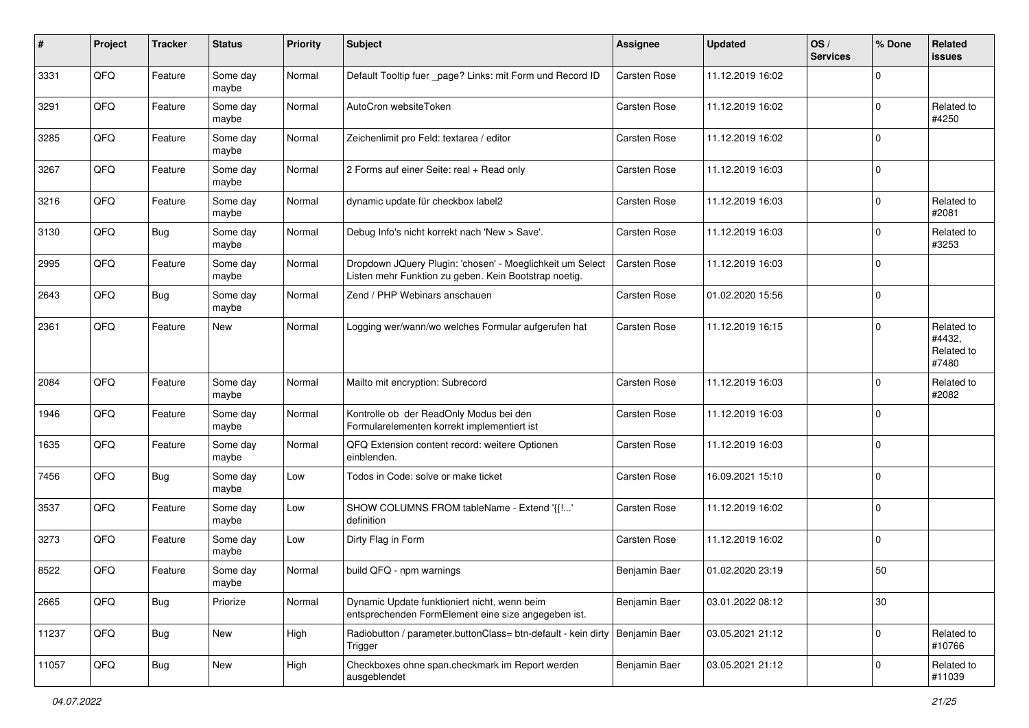| # | Project | Tracker | Status | Priority | Subject | Assignee | Updated | OS / Services | % Done | Related issues |
|---|---|---|---|---|---|---|---|---|---|---|
| 3331 | QFQ | Feature | Some day maybe | Normal | Default Tooltip fuer _page? Links: mit Form und Record ID | Carsten Rose | 11.12.2019 16:02 | | 0 | |
| 3291 | QFQ | Feature | Some day maybe | Normal | AutoCron websiteToken | Carsten Rose | 11.12.2019 16:02 | | 0 | Related to #4250 |
| 3285 | QFQ | Feature | Some day maybe | Normal | Zeichenlimit pro Feld: textarea / editor | Carsten Rose | 11.12.2019 16:02 | | 0 | |
| 3267 | QFQ | Feature | Some day maybe | Normal | 2 Forms auf einer Seite: real + Read only | Carsten Rose | 11.12.2019 16:03 | | 0 | |
| 3216 | QFQ | Feature | Some day maybe | Normal | dynamic update für checkbox label2 | Carsten Rose | 11.12.2019 16:03 | | 0 | Related to #2081 |
| 3130 | QFQ | Bug | Some day maybe | Normal | Debug Info's nicht korrekt nach 'New > Save'. | Carsten Rose | 11.12.2019 16:03 | | 0 | Related to #3253 |
| 2995 | QFQ | Feature | Some day maybe | Normal | Dropdown JQuery Plugin: 'chosen' - Moeglichkeit um Select Listen mehr Funktion zu geben. Kein Bootstrap noetig. | Carsten Rose | 11.12.2019 16:03 | | 0 | |
| 2643 | QFQ | Bug | Some day maybe | Normal | Zend / PHP Webinars anschauen | Carsten Rose | 01.02.2020 15:56 | | 0 | |
| 2361 | QFQ | Feature | New | Normal | Logging wer/wann/wo welches Formular aufgerufen hat | Carsten Rose | 11.12.2019 16:15 | | 0 | Related to #4432, Related to #7480 |
| 2084 | QFQ | Feature | Some day maybe | Normal | Mailto mit encryption: Subrecord | Carsten Rose | 11.12.2019 16:03 | | 0 | Related to #2082 |
| 1946 | QFQ | Feature | Some day maybe | Normal | Kontrolle ob der ReadOnly Modus bei den Formularelementen korrekt implementiert ist | Carsten Rose | 11.12.2019 16:03 | | 0 | |
| 1635 | QFQ | Feature | Some day maybe | Normal | QFQ Extension content record: weitere Optionen einblenden. | Carsten Rose | 11.12.2019 16:03 | | 0 | |
| 7456 | QFQ | Bug | Some day maybe | Low | Todos in Code: solve or make ticket | Carsten Rose | 16.09.2021 15:10 | | 0 | |
| 3537 | QFQ | Feature | Some day maybe | Low | SHOW COLUMNS FROM tableName - Extend '{{!...' definition | Carsten Rose | 11.12.2019 16:02 | | 0 | |
| 3273 | QFQ | Feature | Some day maybe | Low | Dirty Flag in Form | Carsten Rose | 11.12.2019 16:02 | | 0 | |
| 8522 | QFQ | Feature | Some day maybe | Normal | build QFQ - npm warnings | Benjamin Baer | 01.02.2020 23:19 | | 50 | |
| 2665 | QFQ | Bug | Priorize | Normal | Dynamic Update funktioniert nicht, wenn beim entsprechenden FormElement eine size angegeben ist. | Benjamin Baer | 03.01.2022 08:12 | | 30 | |
| 11237 | QFQ | Bug | New | High | Radiobutton / parameter.buttonClass= btn-default - kein dirty Trigger | Benjamin Baer | 03.05.2021 21:12 | | 0 | Related to #10766 |
| 11057 | QFQ | Bug | New | High | Checkboxes ohne span.checkmark im Report werden ausgeblendet | Benjamin Baer | 03.05.2021 21:12 | | 0 | Related to #11039 |

*04.07.2022*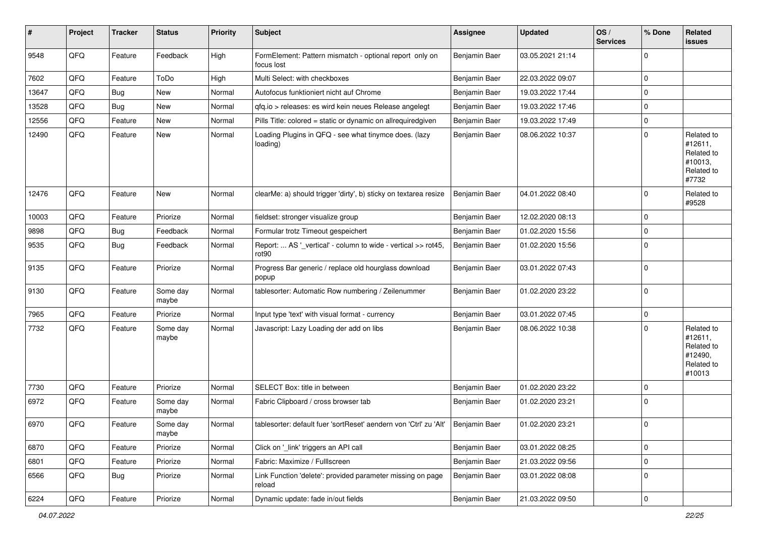| # | Project | Tracker | Status | Priority | Subject | Assignee | Updated | OS / Services | % Done | Related issues |
|---|---|---|---|---|---|---|---|---|---|---|
| 9548 | QFQ | Feature | Feedback | High | FormElement: Pattern mismatch - optional report only on focus lost | Benjamin Baer | 03.05.2021 21:14 | | 0 | |
| 7602 | QFQ | Feature | ToDo | High | Multi Select: with checkboxes | Benjamin Baer | 22.03.2022 09:07 | | 0 | |
| 13647 | QFQ | Bug | New | Normal | Autofocus funktioniert nicht auf Chrome | Benjamin Baer | 19.03.2022 17:44 | | 0 | |
| 13528 | QFQ | Bug | New | Normal | qfq.io > releases: es wird kein neues Release angelegt | Benjamin Baer | 19.03.2022 17:46 | | 0 | |
| 12556 | QFQ | Feature | New | Normal | Pills Title: colored = static or dynamic on allrequiredgiven | Benjamin Baer | 19.03.2022 17:49 | | 0 | |
| 12490 | QFQ | Feature | New | Normal | Loading Plugins in QFQ - see what tinymce does. (lazy loading) | Benjamin Baer | 08.06.2022 10:37 | | 0 | Related to #12611, Related to #10013, Related to #7732 |
| 12476 | QFQ | Feature | New | Normal | clearMe: a) should trigger 'dirty', b) sticky on textarea resize | Benjamin Baer | 04.01.2022 08:40 | | 0 | Related to #9528 |
| 10003 | QFQ | Feature | Priorize | Normal | fieldset: stronger visualize group | Benjamin Baer | 12.02.2020 08:13 | | 0 | |
| 9898 | QFQ | Bug | Feedback | Normal | Formular trotz Timeout gespeichert | Benjamin Baer | 01.02.2020 15:56 | | 0 | |
| 9535 | QFQ | Bug | Feedback | Normal | Report: ... AS '_vertical' - column to wide - vertical >> rot45, rot90 | Benjamin Baer | 01.02.2020 15:56 | | 0 | |
| 9135 | QFQ | Feature | Priorize | Normal | Progress Bar generic / replace old hourglass download popup | Benjamin Baer | 03.01.2022 07:43 | | 0 | |
| 9130 | QFQ | Feature | Some day maybe | Normal | tablesorter: Automatic Row numbering / Zeilenummer | Benjamin Baer | 01.02.2020 23:22 | | 0 | |
| 7965 | QFQ | Feature | Priorize | Normal | Input type 'text' with visual format - currency | Benjamin Baer | 03.01.2022 07:45 | | 0 | |
| 7732 | QFQ | Feature | Some day maybe | Normal | Javascript: Lazy Loading der add on libs | Benjamin Baer | 08.06.2022 10:38 | | 0 | Related to #12611, Related to #12490, Related to #10013 |
| 7730 | QFQ | Feature | Priorize | Normal | SELECT Box: title in between | Benjamin Baer | 01.02.2020 23:22 | | 0 | |
| 6972 | QFQ | Feature | Some day maybe | Normal | Fabric Clipboard / cross browser tab | Benjamin Baer | 01.02.2020 23:21 | | 0 | |
| 6970 | QFQ | Feature | Some day maybe | Normal | tablesorter: default fuer 'sortReset' aendern von 'Ctrl' zu 'Alt' | Benjamin Baer | 01.02.2020 23:21 | | 0 | |
| 6870 | QFQ | Feature | Priorize | Normal | Click on '_link' triggers an API call | Benjamin Baer | 03.01.2022 08:25 | | 0 | |
| 6801 | QFQ | Feature | Priorize | Normal | Fabric: Maximize / FullIscreen | Benjamin Baer | 21.03.2022 09:56 | | 0 | |
| 6566 | QFQ | Bug | Priorize | Normal | Link Function 'delete': provided parameter missing on page reload | Benjamin Baer | 03.01.2022 08:08 | | 0 | |
| 6224 | QFQ | Feature | Priorize | Normal | Dynamic update: fade in/out fields | Benjamin Baer | 21.03.2022 09:50 | | 0 | |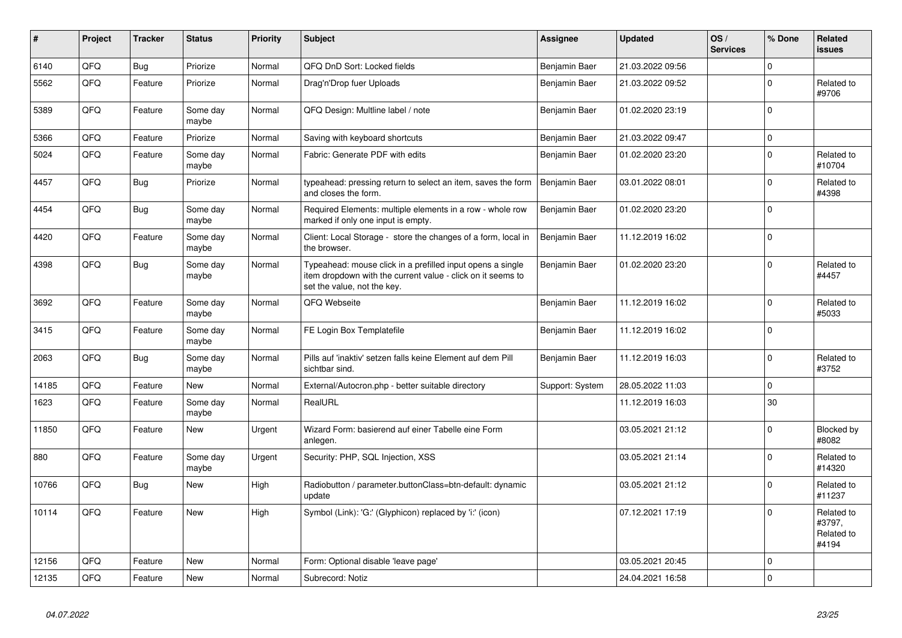| # | Project | Tracker | Status | Priority | Subject | Assignee | Updated | OS / Services | % Done | Related issues |
|---|---|---|---|---|---|---|---|---|---|---|
| 6140 | QFQ | Bug | Priorize | Normal | QFQ DnD Sort: Locked fields | Benjamin Baer | 21.03.2022 09:56 | | 0 | |
| 5562 | QFQ | Feature | Priorize | Normal | Drag'n'Drop fuer Uploads | Benjamin Baer | 21.03.2022 09:52 | | 0 | Related to #9706 |
| 5389 | QFQ | Feature | Some day maybe | Normal | QFQ Design: Multline label / note | Benjamin Baer | 01.02.2020 23:19 | | 0 | |
| 5366 | QFQ | Feature | Priorize | Normal | Saving with keyboard shortcuts | Benjamin Baer | 21.03.2022 09:47 | | 0 | |
| 5024 | QFQ | Feature | Some day maybe | Normal | Fabric: Generate PDF with edits | Benjamin Baer | 01.02.2020 23:20 | | 0 | Related to #10704 |
| 4457 | QFQ | Bug | Priorize | Normal | typeahead: pressing return to select an item, saves the form and closes the form. | Benjamin Baer | 03.01.2022 08:01 | | 0 | Related to #4398 |
| 4454 | QFQ | Bug | Some day maybe | Normal | Required Elements: multiple elements in a row - whole row marked if only one input is empty. | Benjamin Baer | 01.02.2020 23:20 | | 0 | |
| 4420 | QFQ | Feature | Some day maybe | Normal | Client: Local Storage - store the changes of a form, local in the browser. | Benjamin Baer | 11.12.2019 16:02 | | 0 | |
| 4398 | QFQ | Bug | Some day maybe | Normal | Typeahead: mouse click in a prefilled input opens a single item dropdown with the current value - click on it seems to set the value, not the key. | Benjamin Baer | 01.02.2020 23:20 | | 0 | Related to #4457 |
| 3692 | QFQ | Feature | Some day maybe | Normal | QFQ Webseite | Benjamin Baer | 11.12.2019 16:02 | | 0 | Related to #5033 |
| 3415 | QFQ | Feature | Some day maybe | Normal | FE Login Box Templatefile | Benjamin Baer | 11.12.2019 16:02 | | 0 | |
| 2063 | QFQ | Bug | Some day maybe | Normal | Pills auf 'inaktiv' setzen falls keine Element auf dem Pill sichtbar sind. | Benjamin Baer | 11.12.2019 16:03 | | 0 | Related to #3752 |
| 14185 | QFQ | Feature | New | Normal | External/Autocron.php - better suitable directory | Support: System | 28.05.2022 11:03 | | 0 | |
| 1623 | QFQ | Feature | Some day maybe | Normal | RealURL | | 11.12.2019 16:03 | | 30 | |
| 11850 | QFQ | Feature | New | Urgent | Wizard Form: basierend auf einer Tabelle eine Form anlegen. | | 03.05.2021 21:12 | | 0 | Blocked by #8082 |
| 880 | QFQ | Feature | Some day maybe | Urgent | Security: PHP, SQL Injection, XSS | | 03.05.2021 21:14 | | 0 | Related to #14320 |
| 10766 | QFQ | Bug | New | High | Radiobutton / parameter.buttonClass=btn-default: dynamic update | | 03.05.2021 21:12 | | 0 | Related to #11237 |
| 10114 | QFQ | Feature | New | High | Symbol (Link): 'G:' (Glyphicon) replaced by 'i:' (icon) | | 07.12.2021 17:19 | | 0 | Related to #3797, Related to #4194 |
| 12156 | QFQ | Feature | New | Normal | Form: Optional disable 'leave page' | | 03.05.2021 20:45 | | 0 | |
| 12135 | QFQ | Feature | New | Normal | Subrecord: Notiz | | 24.04.2021 16:58 | | 0 | |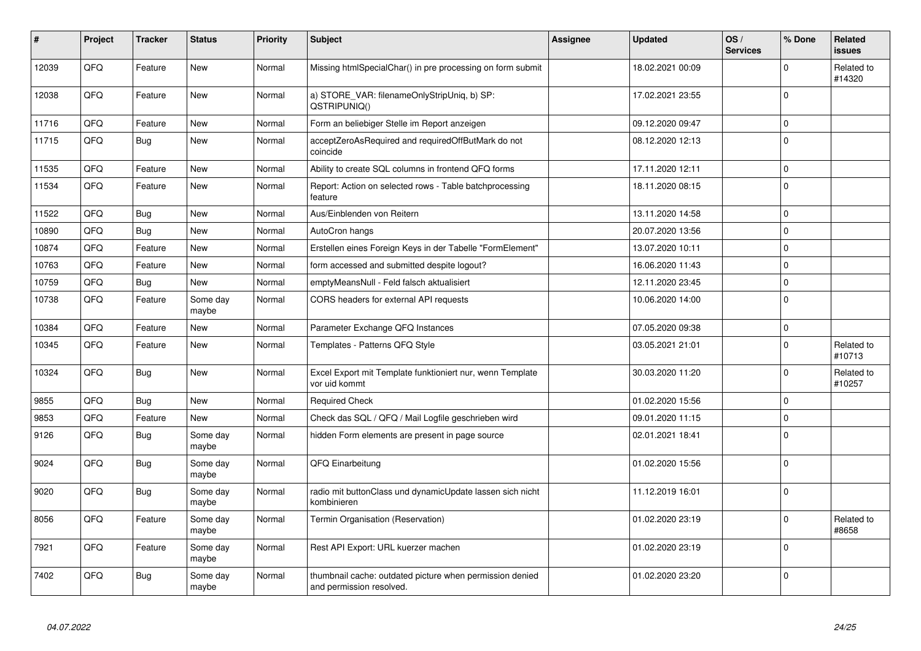| # | Project | Tracker | Status | Priority | Subject | Assignee | Updated | OS / Services | % Done | Related issues |
|---|---|---|---|---|---|---|---|---|---|---|
| 12039 | QFQ | Feature | New | Normal | Missing htmlSpecialChar() in pre processing on form submit | | 18.02.2021 00:09 | | 0 | Related to #14320 |
| 12038 | QFQ | Feature | New | Normal | a) STORE_VAR: filenameOnlyStripUniq, b) SP: QSTRIPUNIQ() | | 17.02.2021 23:55 | | 0 | |
| 11716 | QFQ | Feature | New | Normal | Form an beliebiger Stelle im Report anzeigen | | 09.12.2020 09:47 | | 0 | |
| 11715 | QFQ | Bug | New | Normal | acceptZeroAsRequired and requiredOffButMark do not coincide | | 08.12.2020 12:13 | | 0 | |
| 11535 | QFQ | Feature | New | Normal | Ability to create SQL columns in frontend QFQ forms | | 17.11.2020 12:11 | | 0 | |
| 11534 | QFQ | Feature | New | Normal | Report: Action on selected rows - Table batchprocessing feature | | 18.11.2020 08:15 | | 0 | |
| 11522 | QFQ | Bug | New | Normal | Aus/Einblenden von Reitern | | 13.11.2020 14:58 | | 0 | |
| 10890 | QFQ | Bug | New | Normal | AutoCron hangs | | 20.07.2020 13:56 | | 0 | |
| 10874 | QFQ | Feature | New | Normal | Erstellen eines Foreign Keys in der Tabelle "FormElement" | | 13.07.2020 10:11 | | 0 | |
| 10763 | QFQ | Feature | New | Normal | form accessed and submitted despite logout? | | 16.06.2020 11:43 | | 0 | |
| 10759 | QFQ | Bug | New | Normal | emptyMeansNull - Feld falsch aktualisiert | | 12.11.2020 23:45 | | 0 | |
| 10738 | QFQ | Feature | Some day maybe | Normal | CORS headers for external API requests | | 10.06.2020 14:00 | | 0 | |
| 10384 | QFQ | Feature | New | Normal | Parameter Exchange QFQ Instances | | 07.05.2020 09:38 | | 0 | |
| 10345 | QFQ | Feature | New | Normal | Templates - Patterns QFQ Style | | 03.05.2021 21:01 | | 0 | Related to #10713 |
| 10324 | QFQ | Bug | New | Normal | Excel Export mit Template funktioniert nur, wenn Template vor uid kommt | | 30.03.2020 11:20 | | 0 | Related to #10257 |
| 9855 | QFQ | Bug | New | Normal | Required Check | | 01.02.2020 15:56 | | 0 | |
| 9853 | QFQ | Feature | New | Normal | Check das SQL / QFQ / Mail Logfile geschrieben wird | | 09.01.2020 11:15 | | 0 | |
| 9126 | QFQ | Bug | Some day maybe | Normal | hidden Form elements are present in page source | | 02.01.2021 18:41 | | 0 | |
| 9024 | QFQ | Bug | Some day maybe | Normal | QFQ Einarbeitung | | 01.02.2020 15:56 | | 0 | |
| 9020 | QFQ | Bug | Some day maybe | Normal | radio mit buttonClass und dynamicUpdate lassen sich nicht kombinieren | | 11.12.2019 16:01 | | 0 | |
| 8056 | QFQ | Feature | Some day maybe | Normal | Termin Organisation (Reservation) | | 01.02.2020 23:19 | | 0 | Related to #8658 |
| 7921 | QFQ | Feature | Some day maybe | Normal | Rest API Export: URL kuerzer machen | | 01.02.2020 23:19 | | 0 | |
| 7402 | QFQ | Bug | Some day maybe | Normal | thumbnail cache: outdated picture when permission denied and permission resolved. | | 01.02.2020 23:20 | | 0 | |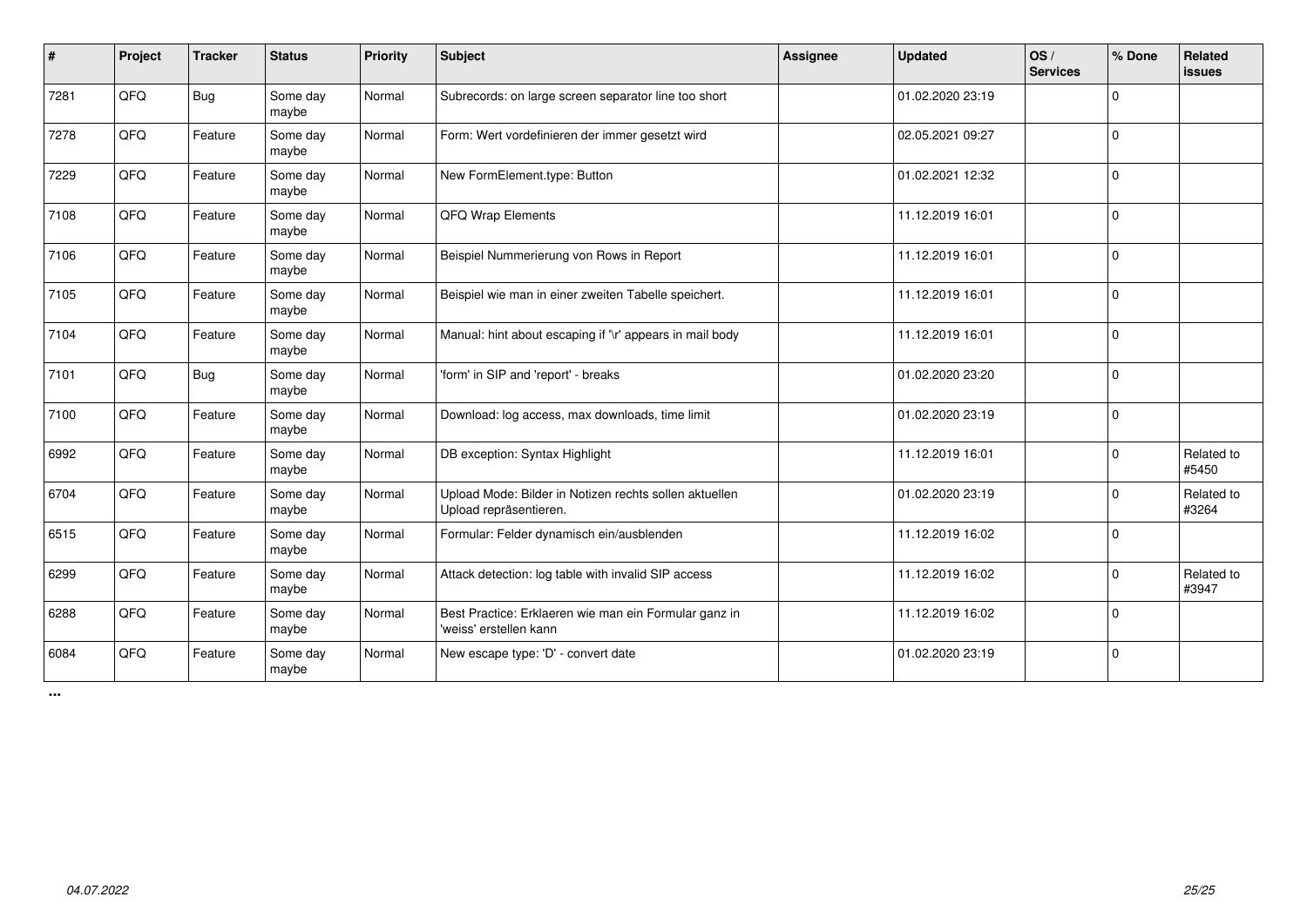| # | Project | Tracker | Status | Priority | Subject | Assignee | Updated | OS / Services | % Done | Related issues |
|---|---|---|---|---|---|---|---|---|---|---|
| 7281 | QFQ | Bug | Some day maybe | Normal | Subrecords: on large screen separator line too short | | 01.02.2020 23:19 | | 0 | |
| 7278 | QFQ | Feature | Some day maybe | Normal | Form: Wert vordefinieren der immer gesetzt wird | | 02.05.2021 09:27 | | 0 | |
| 7229 | QFQ | Feature | Some day maybe | Normal | New FormElement.type: Button | | 01.02.2021 12:32 | | 0 | |
| 7108 | QFQ | Feature | Some day maybe | Normal | QFQ Wrap Elements | | 11.12.2019 16:01 | | 0 | |
| 7106 | QFQ | Feature | Some day maybe | Normal | Beispiel Nummerierung von Rows in Report | | 11.12.2019 16:01 | | 0 | |
| 7105 | QFQ | Feature | Some day maybe | Normal | Beispiel wie man in einer zweiten Tabelle speichert. | | 11.12.2019 16:01 | | 0 | |
| 7104 | QFQ | Feature | Some day maybe | Normal | Manual: hint about escaping if '\r' appears in mail body | | 11.12.2019 16:01 | | 0 | |
| 7101 | QFQ | Bug | Some day maybe | Normal | 'form' in SIP and 'report' - breaks | | 01.02.2020 23:20 | | 0 | |
| 7100 | QFQ | Feature | Some day maybe | Normal | Download: log access, max downloads, time limit | | 01.02.2020 23:19 | | 0 | |
| 6992 | QFQ | Feature | Some day maybe | Normal | DB exception: Syntax Highlight | | 11.12.2019 16:01 | | 0 | Related to #5450 |
| 6704 | QFQ | Feature | Some day maybe | Normal | Upload Mode: Bilder in Notizen rechts sollen aktuellen Upload repräsentieren. | | 01.02.2020 23:19 | | 0 | Related to #3264 |
| 6515 | QFQ | Feature | Some day maybe | Normal | Formular: Felder dynamisch ein/ausblenden | | 11.12.2019 16:02 | | 0 | |
| 6299 | QFQ | Feature | Some day maybe | Normal | Attack detection: log table with invalid SIP access | | 11.12.2019 16:02 | | 0 | Related to #3947 |
| 6288 | QFQ | Feature | Some day maybe | Normal | Best Practice: Erklaeren wie man ein Formular ganz in 'weiss' erstellen kann | | 11.12.2019 16:02 | | 0 | |
| 6084 | QFQ | Feature | Some day maybe | Normal | New escape type: 'D' - convert date | | 01.02.2020 23:19 | | 0 | |

...